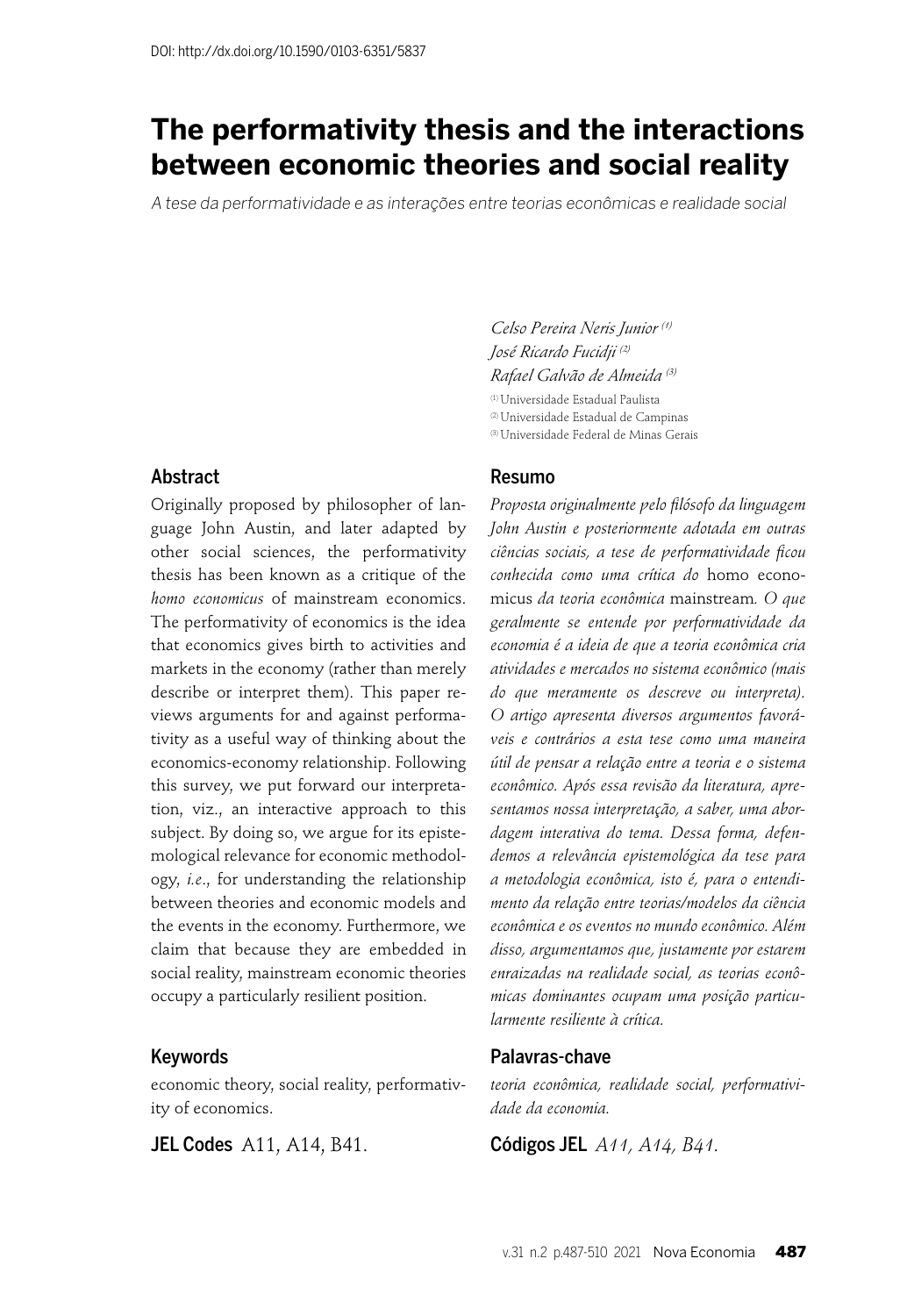DOI: http://dx.doi.org/10.1590/0103-6351/5837

# The performativity thesis and the interactions between economic theories and social reality

*A tese da performatividade e as interações entre teorias econômicas e realidade social*

*Celso Pereira Neris Junior* [1]
*José Ricardo Fucidji* [2]
*Rafael Galvão de Almeida* [3]

[1] Universidade Estadual Paulista
[2] Universidade Estadual de Campinas
[3] Universidade Federal de Minas Gerais

## Abstract

Originally proposed by philosopher of language John Austin, and later adapted by other social sciences, the performativity thesis has been known as a critique of the *homo economicus* of mainstream economics. The performativity of economics is the idea that economics gives birth to activities and markets in the economy (rather than merely describe or interpret them). This paper reviews arguments for and against performativity as a useful way of thinking about the economics-economy relationship. Following this survey, we put forward our interpretation, viz., an interactive approach to this subject. By doing so, we argue for its epistemological relevance for economic methodology, *i.e.*, for understanding the relationship between theories and economic models and the events in the economy. Furthermore, we claim that because they are embedded in social reality, mainstream economic theories occupy a particularly resilient position.

## Keywords

economic theory, social reality, performativity of economics.

**JEL Codes** A11, A14, B41.

## Resumo

*Proposta originalmente pelo filósofo da linguagem John Austin e posteriormente adotada em outras ciências sociais, a tese de performatividade ficou conhecida como uma crítica do* homo economicus *da teoria econômica* mainstream*. O que geralmente se entende por performatividade da economia é a ideia de que a teoria econômica cria atividades e mercados no sistema econômico (mais do que meramente os descreve ou interpreta). O artigo apresenta diversos argumentos favoráveis e contrários a esta tese como uma maneira útil de pensar a relação entre a teoria e o sistema econômico. Após essa revisão da literatura, apresentamos nossa interpretação, a saber, uma abordagem interativa do tema. Dessa forma, defendemos a relevância epistemológica da tese para a metodologia econômica, isto é, para o entendimento da relação entre teorias/modelos da ciência econômica e os eventos no mundo econômico. Além disso, argumentamos que, justamente por estarem enraizadas na realidade social, as teorias econômicas dominantes ocupam uma posição particularmente resiliente à crítica.*

## Palavras-chave

*teoria econômica, realidade social, performatividade da economia.*

**Códigos JEL** *A11, A14, B41.*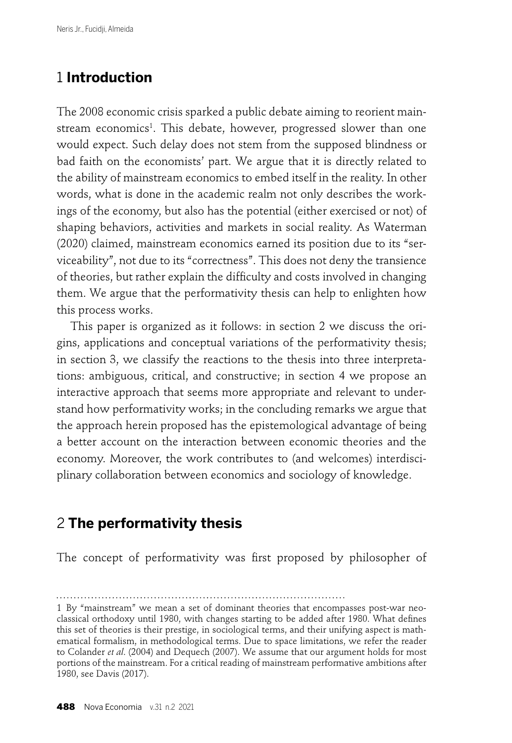## 1 Introduction

The 2008 economic crisis sparked a public debate aiming to reorient mainstream economics[1]. This debate, however, progressed slower than one would expect. Such delay does not stem from the supposed blindness or bad faith on the economists' part. We argue that it is directly related to the ability of mainstream economics to embed itself in the reality. In other words, what is done in the academic realm not only describes the workings of the economy, but also has the potential (either exercised or not) of shaping behaviors, activities and markets in social reality. As Waterman (2020) claimed, mainstream economics earned its position due to its "serviceability", not due to its "correctness". This does not deny the transience of theories, but rather explain the difficulty and costs involved in changing them. We argue that the performativity thesis can help to enlighten how this process works.

This paper is organized as it follows: in section 2 we discuss the origins, applications and conceptual variations of the performativity thesis; in section 3, we classify the reactions to the thesis into three interpretations: ambiguous, critical, and constructive; in section 4 we propose an interactive approach that seems more appropriate and relevant to understand how performativity works; in the concluding remarks we argue that the approach herein proposed has the epistemological advantage of being a better account on the interaction between economic theories and the economy. Moreover, the work contributes to (and welcomes) interdisciplinary collaboration between economics and sociology of knowledge.

## 2 The performativity thesis

The concept of performativity was first proposed by philosopher of

---

1 By "mainstream" we mean a set of dominant theories that encompasses post-war neoclassical orthodoxy until 1980, with changes starting to be added after 1980. What defines this set of theories is their prestige, in sociological terms, and their unifying aspect is mathematical formalism, in methodological terms. Due to space limitations, we refer the reader to Colander *et al*. (2004) and Dequech (2007). We assume that our argument holds for most portions of the mainstream. For a critical reading of mainstream performative ambitions after 1980, see Davis (2017).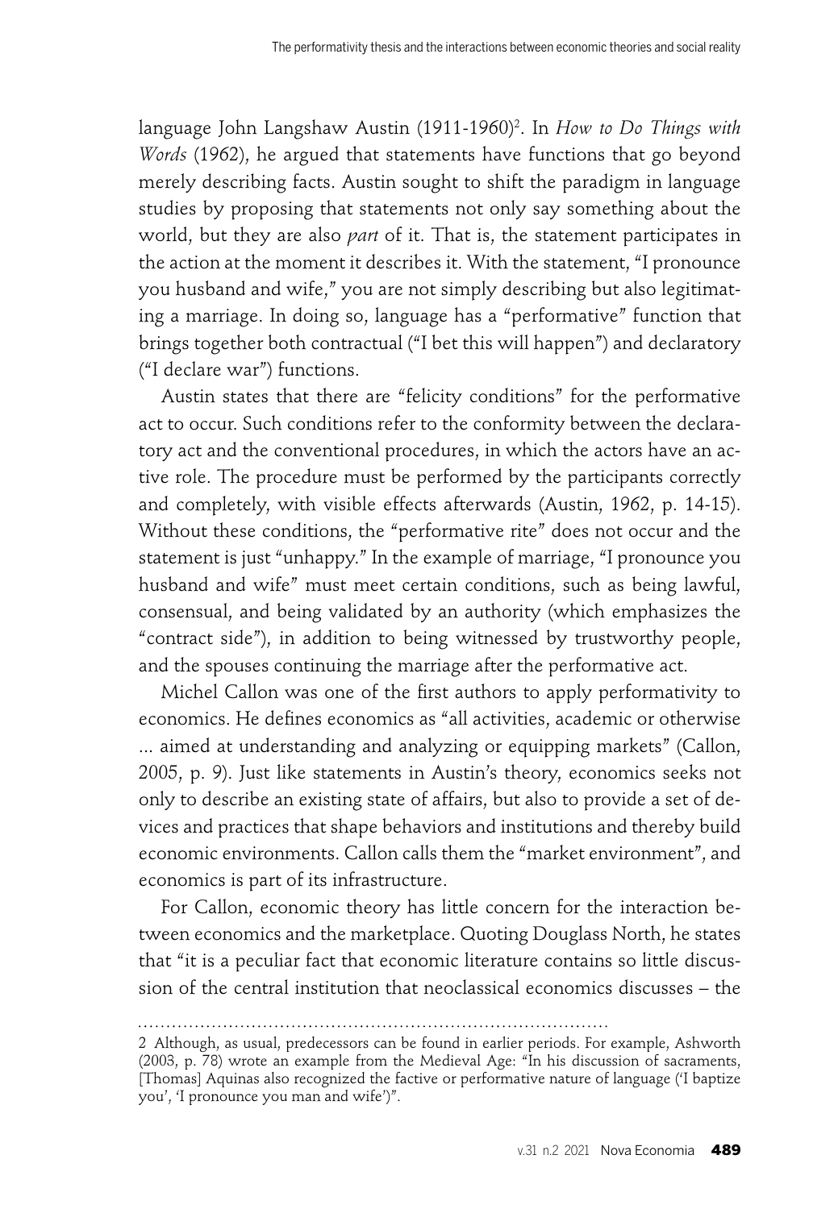language John Langshaw Austin (1911-1960)[2]. In *How to Do Things with Words* (1962), he argued that statements have functions that go beyond merely describing facts. Austin sought to shift the paradigm in language studies by proposing that statements not only say something about the world, but they are also *part* of it. That is, the statement participates in the action at the moment it describes it. With the statement, "I pronounce you husband and wife," you are not simply describing but also legitimating a marriage. In doing so, language has a "performative" function that brings together both contractual ("I bet this will happen") and declaratory ("I declare war") functions.

Austin states that there are "felicity conditions" for the performative act to occur. Such conditions refer to the conformity between the declaratory act and the conventional procedures, in which the actors have an active role. The procedure must be performed by the participants correctly and completely, with visible effects afterwards (Austin, 1962, p. 14-15). Without these conditions, the "performative rite" does not occur and the statement is just "unhappy." In the example of marriage, "I pronounce you husband and wife" must meet certain conditions, such as being lawful, consensual, and being validated by an authority (which emphasizes the "contract side"), in addition to being witnessed by trustworthy people, and the spouses continuing the marriage after the performative act.

Michel Callon was one of the first authors to apply performativity to economics. He defines economics as "all activities, academic or otherwise ... aimed at understanding and analyzing or equipping markets" (Callon, 2005, p. 9). Just like statements in Austin's theory, economics seeks not only to describe an existing state of affairs, but also to provide a set of devices and practices that shape behaviors and institutions and thereby build economic environments. Callon calls them the "market environment", and economics is part of its infrastructure.

For Callon, economic theory has little concern for the interaction between economics and the marketplace. Quoting Douglass North, he states that "it is a peculiar fact that economic literature contains so little discussion of the central institution that neoclassical economics discusses – the

---

[2] Although, as usual, predecessors can be found in earlier periods. For example, Ashworth (2003, p. 78) wrote an example from the Medieval Age: "In his discussion of sacraments, [Thomas] Aquinas also recognized the factive or performative nature of language ('I baptize you', 'I pronounce you man and wife')".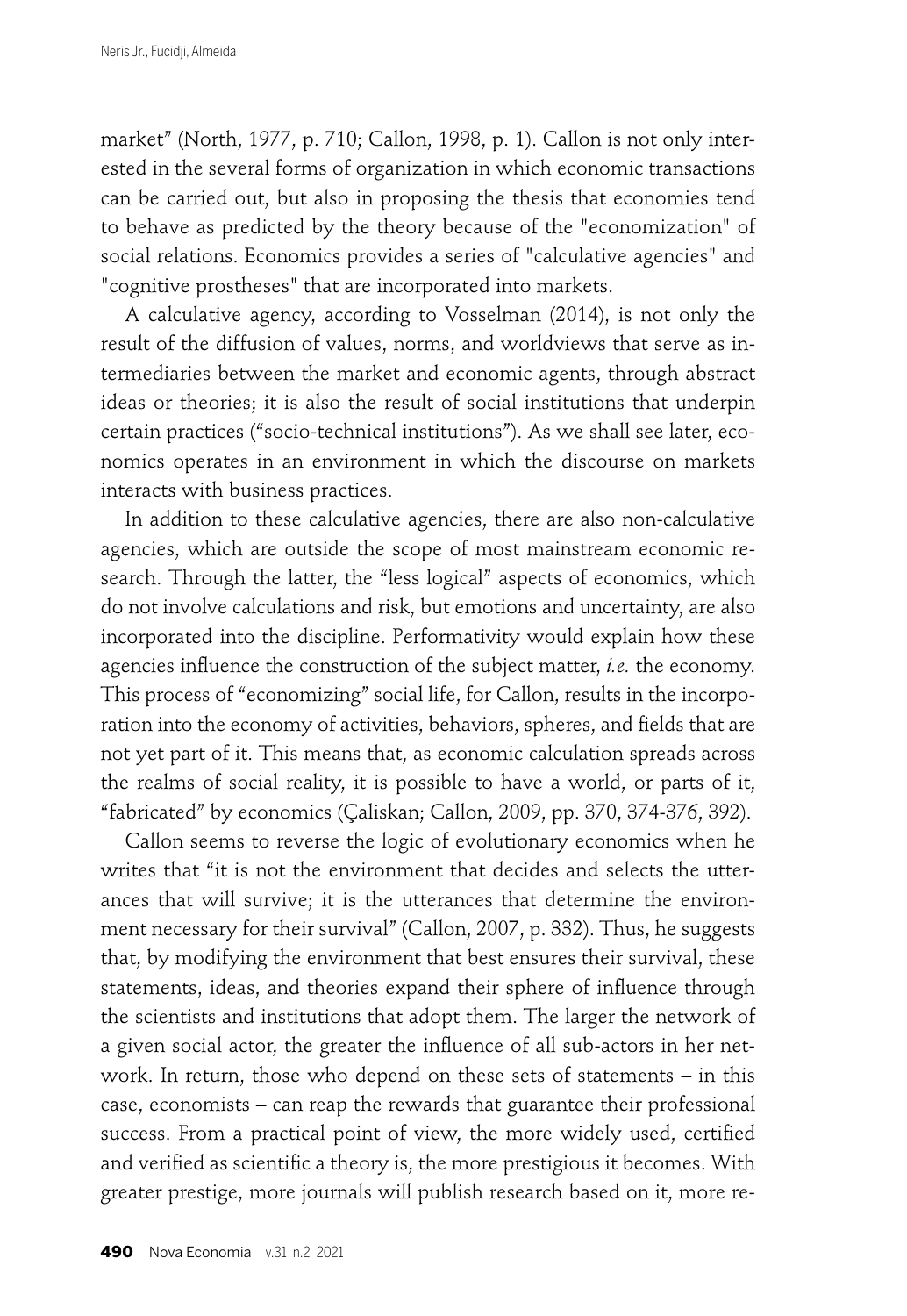market" (North, 1977, p. 710; Callon, 1998, p. 1). Callon is not only interested in the several forms of organization in which economic transactions can be carried out, but also in proposing the thesis that economies tend to behave as predicted by the theory because of the "economization" of social relations. Economics provides a series of "calculative agencies" and "cognitive prostheses" that are incorporated into markets.

A calculative agency, according to Vosselman (2014), is not only the result of the diffusion of values, norms, and worldviews that serve as intermediaries between the market and economic agents, through abstract ideas or theories; it is also the result of social institutions that underpin certain practices ("socio-technical institutions"). As we shall see later, economics operates in an environment in which the discourse on markets interacts with business practices.

In addition to these calculative agencies, there are also non-calculative agencies, which are outside the scope of most mainstream economic research. Through the latter, the "less logical" aspects of economics, which do not involve calculations and risk, but emotions and uncertainty, are also incorporated into the discipline. Performativity would explain how these agencies influence the construction of the subject matter, *i.e.* the economy. This process of "economizing" social life, for Callon, results in the incorporation into the economy of activities, behaviors, spheres, and fields that are not yet part of it. This means that, as economic calculation spreads across the realms of social reality, it is possible to have a world, or parts of it, "fabricated" by economics (Çaliskan; Callon, 2009, pp. 370, 374-376, 392).

Callon seems to reverse the logic of evolutionary economics when he writes that "it is not the environment that decides and selects the utterances that will survive; it is the utterances that determine the environment necessary for their survival" (Callon, 2007, p. 332). Thus, he suggests that, by modifying the environment that best ensures their survival, these statements, ideas, and theories expand their sphere of influence through the scientists and institutions that adopt them. The larger the network of a given social actor, the greater the influence of all sub-actors in her network. In return, those who depend on these sets of statements – in this case, economists – can reap the rewards that guarantee their professional success. From a practical point of view, the more widely used, certified and verified as scientific a theory is, the more prestigious it becomes. With greater prestige, more journals will publish research based on it, more re-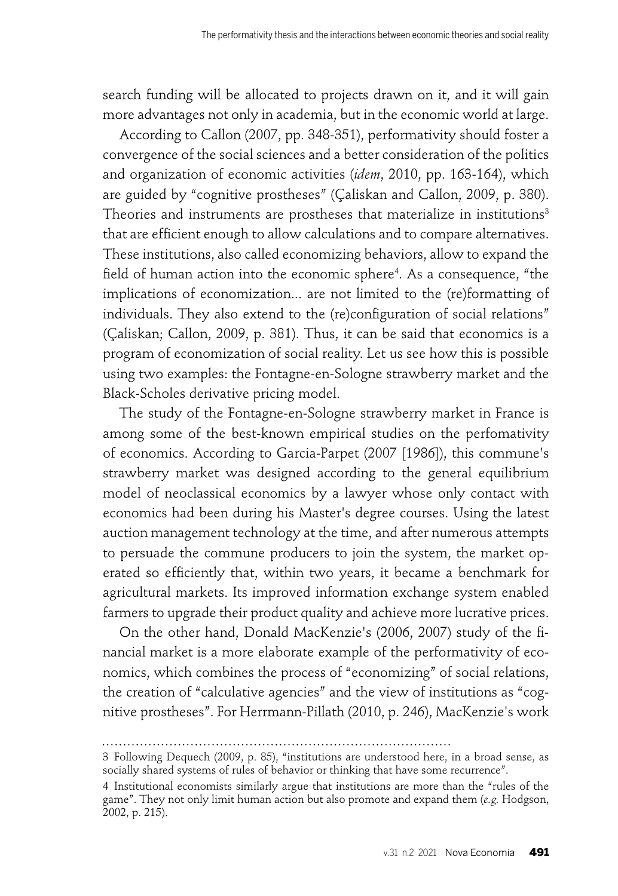search funding will be allocated to projects drawn on it, and it will gain more advantages not only in academia, but in the economic world at large.

According to Callon (2007, pp. 348-351), performativity should foster a convergence of the social sciences and a better consideration of the politics and organization of economic activities (*idem*, 2010, pp. 163-164), which are guided by "cognitive prostheses" (Çaliskan and Callon, 2009, p. 380). Theories and instruments are prostheses that materialize in institutions[3] that are efficient enough to allow calculations and to compare alternatives. These institutions, also called economizing behaviors, allow to expand the field of human action into the economic sphere[4]. As a consequence, "the implications of economization... are not limited to the (re)formatting of individuals. They also extend to the (re)configuration of social relations" (Çaliskan; Callon, 2009, p. 381). Thus, it can be said that economics is a program of economization of social reality. Let us see how this is possible using two examples: the Fontagne-en-Sologne strawberry market and the Black-Scholes derivative pricing model.

The study of the Fontagne-en-Sologne strawberry market in France is among some of the best-known empirical studies on the perfomativity of economics. According to Garcia-Parpet (2007 [1986]), this commune's strawberry market was designed according to the general equilibrium model of neoclassical economics by a lawyer whose only contact with economics had been during his Master's degree courses. Using the latest auction management technology at the time, and after numerous attempts to persuade the commune producers to join the system, the market operated so efficiently that, within two years, it became a benchmark for agricultural markets. Its improved information exchange system enabled farmers to upgrade their product quality and achieve more lucrative prices.

On the other hand, Donald MacKenzie's (2006, 2007) study of the financial market is a more elaborate example of the performativity of economics, which combines the process of "economizing" of social relations, the creation of "calculative agencies" and the view of institutions as "cognitive prostheses". For Herrmann-Pillath (2010, p. 246), MacKenzie's work

---

3 Following Dequech (2009, p. 85), "institutions are understood here, in a broad sense, as socially shared systems of rules of behavior or thinking that have some recurrence".

4 Institutional economists similarly argue that institutions are more than the "rules of the game". They not only limit human action but also promote and expand them (*e.g.* Hodgson, 2002, p. 215).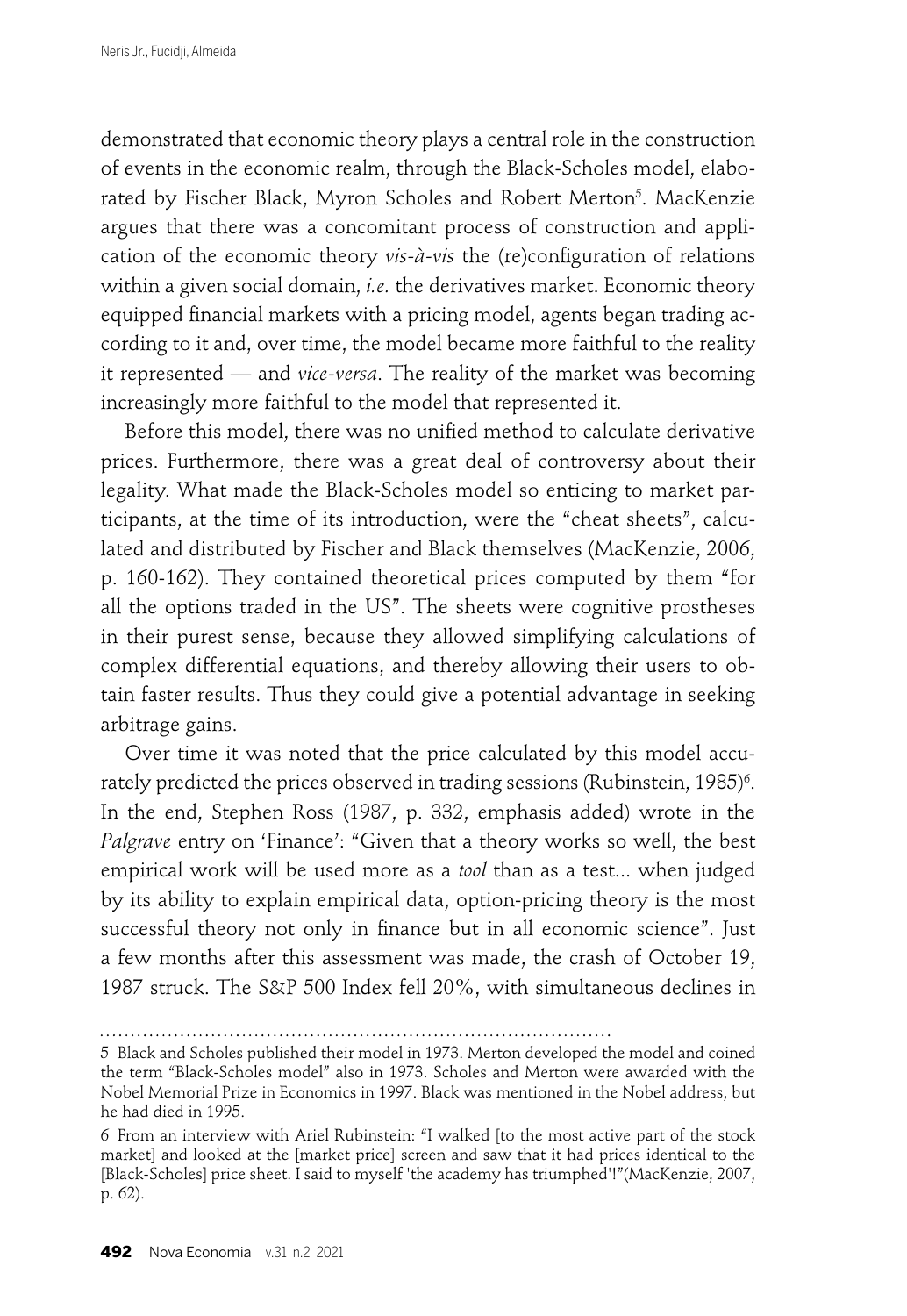demonstrated that economic theory plays a central role in the construction of events in the economic realm, through the Black-Scholes model, elaborated by Fischer Black, Myron Scholes and Robert Merton[5]. MacKenzie argues that there was a concomitant process of construction and application of the economic theory *vis-à-vis* the (re)configuration of relations within a given social domain, *i.e.* the derivatives market. Economic theory equipped financial markets with a pricing model, agents began trading according to it and, over time, the model became more faithful to the reality it represented — and *vice-versa*. The reality of the market was becoming increasingly more faithful to the model that represented it.

Before this model, there was no unified method to calculate derivative prices. Furthermore, there was a great deal of controversy about their legality. What made the Black-Scholes model so enticing to market participants, at the time of its introduction, were the "cheat sheets", calculated and distributed by Fischer and Black themselves (MacKenzie, 2006, p. 160-162). They contained theoretical prices computed by them "for all the options traded in the US". The sheets were cognitive prostheses in their purest sense, because they allowed simplifying calculations of complex differential equations, and thereby allowing their users to obtain faster results. Thus they could give a potential advantage in seeking arbitrage gains.

Over time it was noted that the price calculated by this model accurately predicted the prices observed in trading sessions (Rubinstein, 1985)[6]. In the end, Stephen Ross (1987, p. 332, emphasis added) wrote in the *Palgrave* entry on 'Finance': "Given that a theory works so well, the best empirical work will be used more as a *tool* than as a test... when judged by its ability to explain empirical data, option-pricing theory is the most successful theory not only in finance but in all economic science". Just a few months after this assessment was made, the crash of October 19, 1987 struck. The S&P 500 Index fell 20%, with simultaneous declines in

---

5 Black and Scholes published their model in 1973. Merton developed the model and coined the term "Black-Scholes model" also in 1973. Scholes and Merton were awarded with the Nobel Memorial Prize in Economics in 1997. Black was mentioned in the Nobel address, but he had died in 1995.

6 From an interview with Ariel Rubinstein: "I walked [to the most active part of the stock market] and looked at the [market price] screen and saw that it had prices identical to the [Black-Scholes] price sheet. I said to myself 'the academy has triumphed'!"(MacKenzie, 2007, p. 62).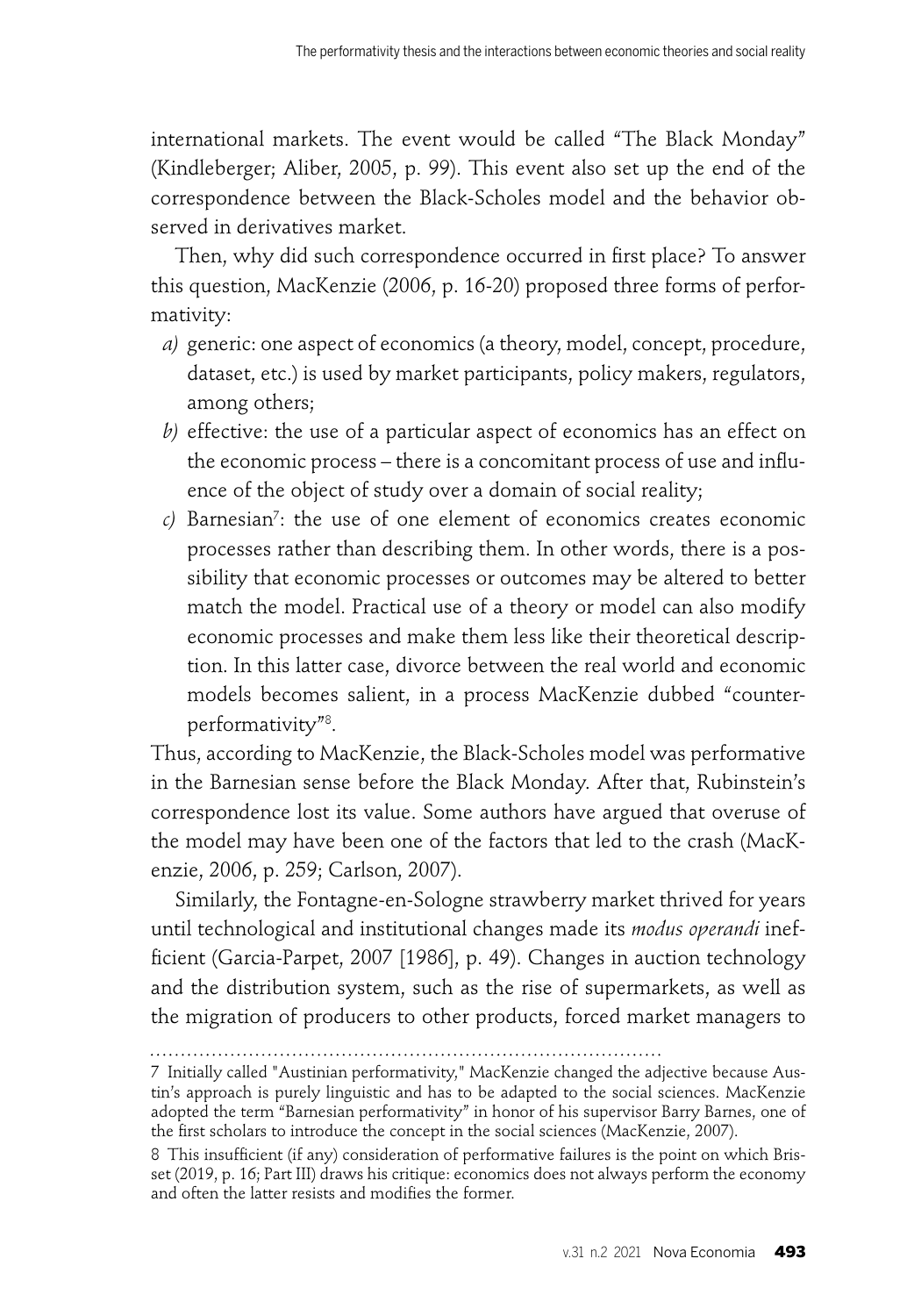international markets. The event would be called "The Black Monday" (Kindleberger; Aliber, 2005, p. 99). This event also set up the end of the correspondence between the Black-Scholes model and the behavior observed in derivatives market.

Then, why did such correspondence occurred in first place? To answer this question, MacKenzie (2006, p. 16-20) proposed three forms of performativity:

*a)* generic: one aspect of economics (a theory, model, concept, procedure, dataset, etc.) is used by market participants, policy makers, regulators, among others;

*b)* effective: the use of a particular aspect of economics has an effect on the economic process – there is a concomitant process of use and influence of the object of study over a domain of social reality;

*c)* Barnesian[7]: the use of one element of economics creates economic processes rather than describing them. In other words, there is a possibility that economic processes or outcomes may be altered to better match the model. Practical use of a theory or model can also modify economic processes and make them less like their theoretical description. In this latter case, divorce between the real world and economic models becomes salient, in a process MacKenzie dubbed "counter-performativity"[8].

Thus, according to MacKenzie, the Black-Scholes model was performative in the Barnesian sense before the Black Monday. After that, Rubinstein's correspondence lost its value. Some authors have argued that overuse of the model may have been one of the factors that led to the crash (MacKenzie, 2006, p. 259; Carlson, 2007).

Similarly, the Fontagne-en-Sologne strawberry market thrived for years until technological and institutional changes made its *modus operandi* inefficient (Garcia-Parpet, 2007 [1986], p. 49). Changes in auction technology and the distribution system, such as the rise of supermarkets, as well as the migration of producers to other products, forced market managers to

---

7 Initially called "Austinian performativity," MacKenzie changed the adjective because Austin's approach is purely linguistic and has to be adapted to the social sciences. MacKenzie adopted the term "Barnesian performativity" in honor of his supervisor Barry Barnes, one of the first scholars to introduce the concept in the social sciences (MacKenzie, 2007).

8 This insufficient (if any) consideration of performative failures is the point on which Brisset (2019, p. 16; Part III) draws his critique: economics does not always perform the economy and often the latter resists and modifies the former.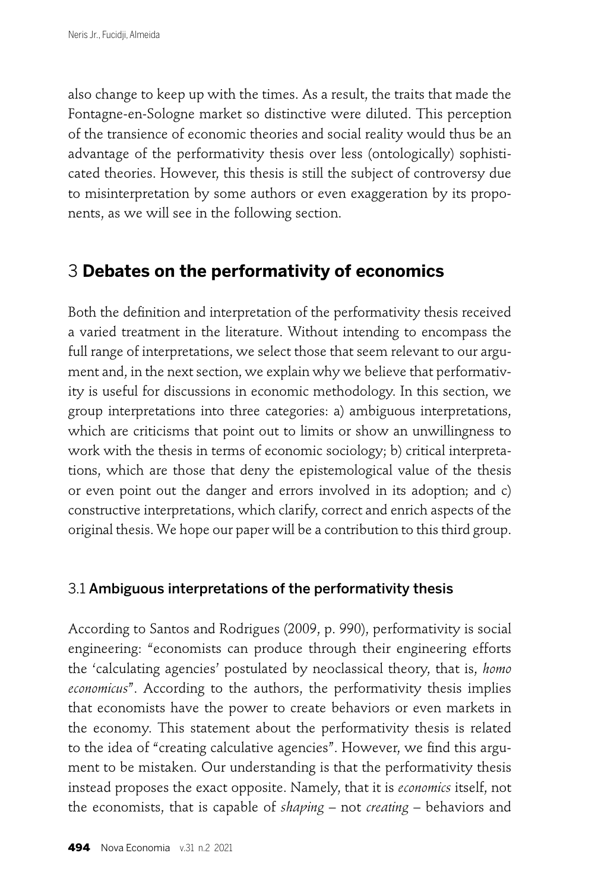also change to keep up with the times. As a result, the traits that made the Fontagne-en-Sologne market so distinctive were diluted. This perception of the transience of economic theories and social reality would thus be an advantage of the performativity thesis over less (ontologically) sophisticated theories. However, this thesis is still the subject of controversy due to misinterpretation by some authors or even exaggeration by its proponents, as we will see in the following section.

## 3 **Debates on the performativity of economics**

Both the definition and interpretation of the performativity thesis received a varied treatment in the literature. Without intending to encompass the full range of interpretations, we select those that seem relevant to our argument and, in the next section, we explain why we believe that performativity is useful for discussions in economic methodology. In this section, we group interpretations into three categories: a) ambiguous interpretations, which are criticisms that point out to limits or show an unwillingness to work with the thesis in terms of economic sociology; b) critical interpretations, which are those that deny the epistemological value of the thesis or even point out the danger and errors involved in its adoption; and c) constructive interpretations, which clarify, correct and enrich aspects of the original thesis. We hope our paper will be a contribution to this third group.

### 3.1 Ambiguous interpretations of the performativity thesis

According to Santos and Rodrigues (2009, p. 990), performativity is social engineering: "economists can produce through their engineering efforts the 'calculating agencies' postulated by neoclassical theory, that is, *homo economicus*". According to the authors, the performativity thesis implies that economists have the power to create behaviors or even markets in the economy. This statement about the performativity thesis is related to the idea of "creating calculative agencies". However, we find this argument to be mistaken. Our understanding is that the performativity thesis instead proposes the exact opposite. Namely, that it is *economics* itself, not the economists, that is capable of *shaping* – not *creating* – behaviors and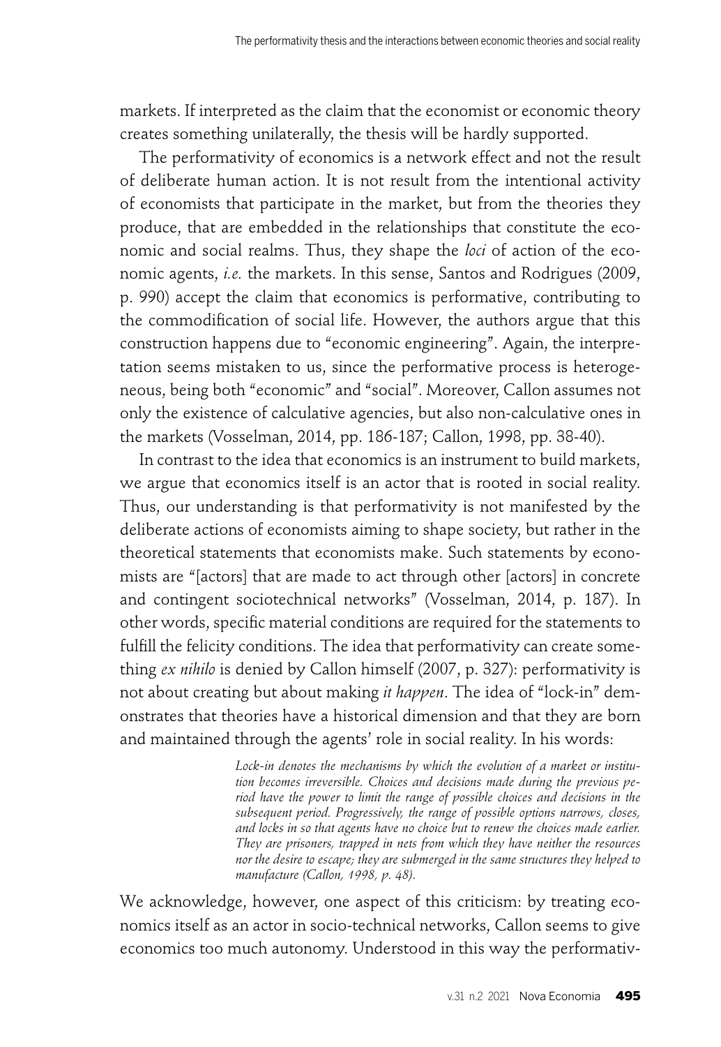markets. If interpreted as the claim that the economist or economic theory creates something unilaterally, the thesis will be hardly supported.

The performativity of economics is a network effect and not the result of deliberate human action. It is not result from the intentional activity of economists that participate in the market, but from the theories they produce, that are embedded in the relationships that constitute the economic and social realms. Thus, they shape the *loci* of action of the economic agents, *i.e.* the markets. In this sense, Santos and Rodrigues (2009, p. 990) accept the claim that economics is performative, contributing to the commodification of social life. However, the authors argue that this construction happens due to "economic engineering". Again, the interpretation seems mistaken to us, since the performative process is heterogeneous, being both "economic" and "social". Moreover, Callon assumes not only the existence of calculative agencies, but also non-calculative ones in the markets (Vosselman, 2014, pp. 186-187; Callon, 1998, pp. 38-40).

In contrast to the idea that economics is an instrument to build markets, we argue that economics itself is an actor that is rooted in social reality. Thus, our understanding is that performativity is not manifested by the deliberate actions of economists aiming to shape society, but rather in the theoretical statements that economists make. Such statements by economists are "[actors] that are made to act through other [actors] in concrete and contingent sociotechnical networks" (Vosselman, 2014, p. 187). In other words, specific material conditions are required for the statements to fulfill the felicity conditions. The idea that performativity can create something *ex nihilo* is denied by Callon himself (2007, p. 327): performativity is not about creating but about making *it happen*. The idea of "lock-in" demonstrates that theories have a historical dimension and that they are born and maintained through the agents' role in social reality. In his words:

> *Lock-in denotes the mechanisms by which the evolution of a market or institution becomes irreversible. Choices and decisions made during the previous period have the power to limit the range of possible choices and decisions in the subsequent period. Progressively, the range of possible options narrows, closes, and locks in so that agents have no choice but to renew the choices made earlier. They are prisoners, trapped in nets from which they have neither the resources nor the desire to escape; they are submerged in the same structures they helped to manufacture (Callon, 1998, p. 48).*

We acknowledge, however, one aspect of this criticism: by treating economics itself as an actor in socio-technical networks, Callon seems to give economics too much autonomy. Understood in this way the performativ-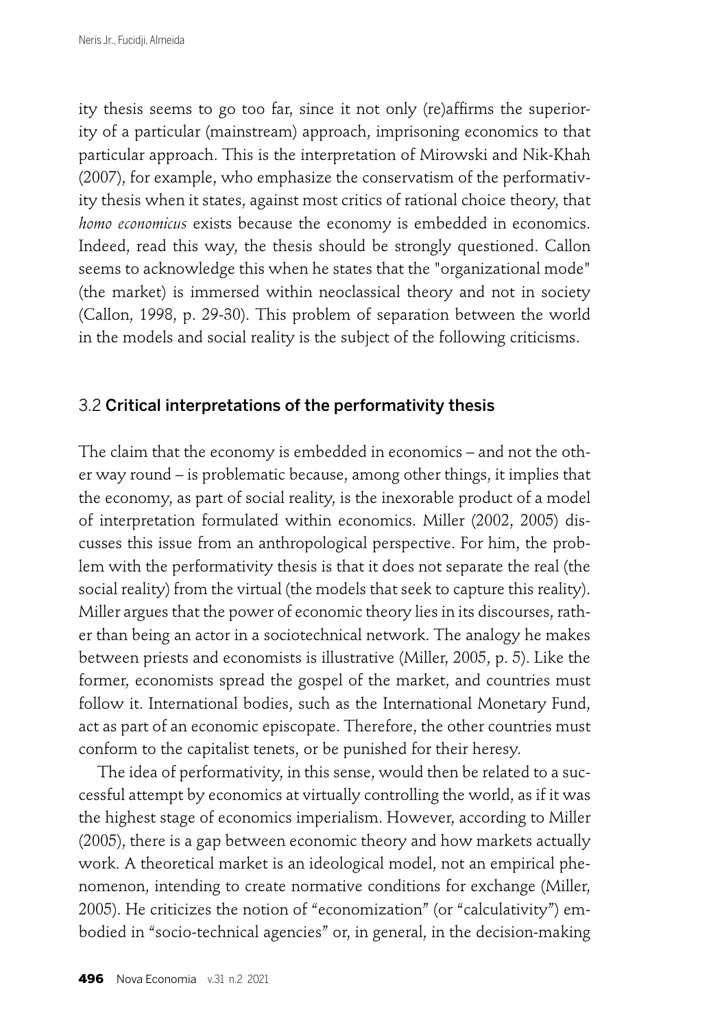ity thesis seems to go too far, since it not only (re)affirms the superiority of a particular (mainstream) approach, imprisoning economics to that particular approach. This is the interpretation of Mirowski and Nik-Khah (2007), for example, who emphasize the conservatism of the performativity thesis when it states, against most critics of rational choice theory, that *homo economicus* exists because the economy is embedded in economics. Indeed, read this way, the thesis should be strongly questioned. Callon seems to acknowledge this when he states that the "organizational mode" (the market) is immersed within neoclassical theory and not in society (Callon, 1998, p. 29-30). This problem of separation between the world in the models and social reality is the subject of the following criticisms.

### 3.2 Critical interpretations of the performativity thesis

The claim that the economy is embedded in economics – and not the other way round – is problematic because, among other things, it implies that the economy, as part of social reality, is the inexorable product of a model of interpretation formulated within economics. Miller (2002, 2005) discusses this issue from an anthropological perspective. For him, the problem with the performativity thesis is that it does not separate the real (the social reality) from the virtual (the models that seek to capture this reality). Miller argues that the power of economic theory lies in its discourses, rather than being an actor in a sociotechnical network. The analogy he makes between priests and economists is illustrative (Miller, 2005, p. 5). Like the former, economists spread the gospel of the market, and countries must follow it. International bodies, such as the International Monetary Fund, act as part of an economic episcopate. Therefore, the other countries must conform to the capitalist tenets, or be punished for their heresy.

The idea of performativity, in this sense, would then be related to a successful attempt by economics at virtually controlling the world, as if it was the highest stage of economics imperialism. However, according to Miller (2005), there is a gap between economic theory and how markets actually work. A theoretical market is an ideological model, not an empirical phenomenon, intending to create normative conditions for exchange (Miller, 2005). He criticizes the notion of "economization" (or "calculativity") embodied in "socio-technical agencies" or, in general, in the decision-making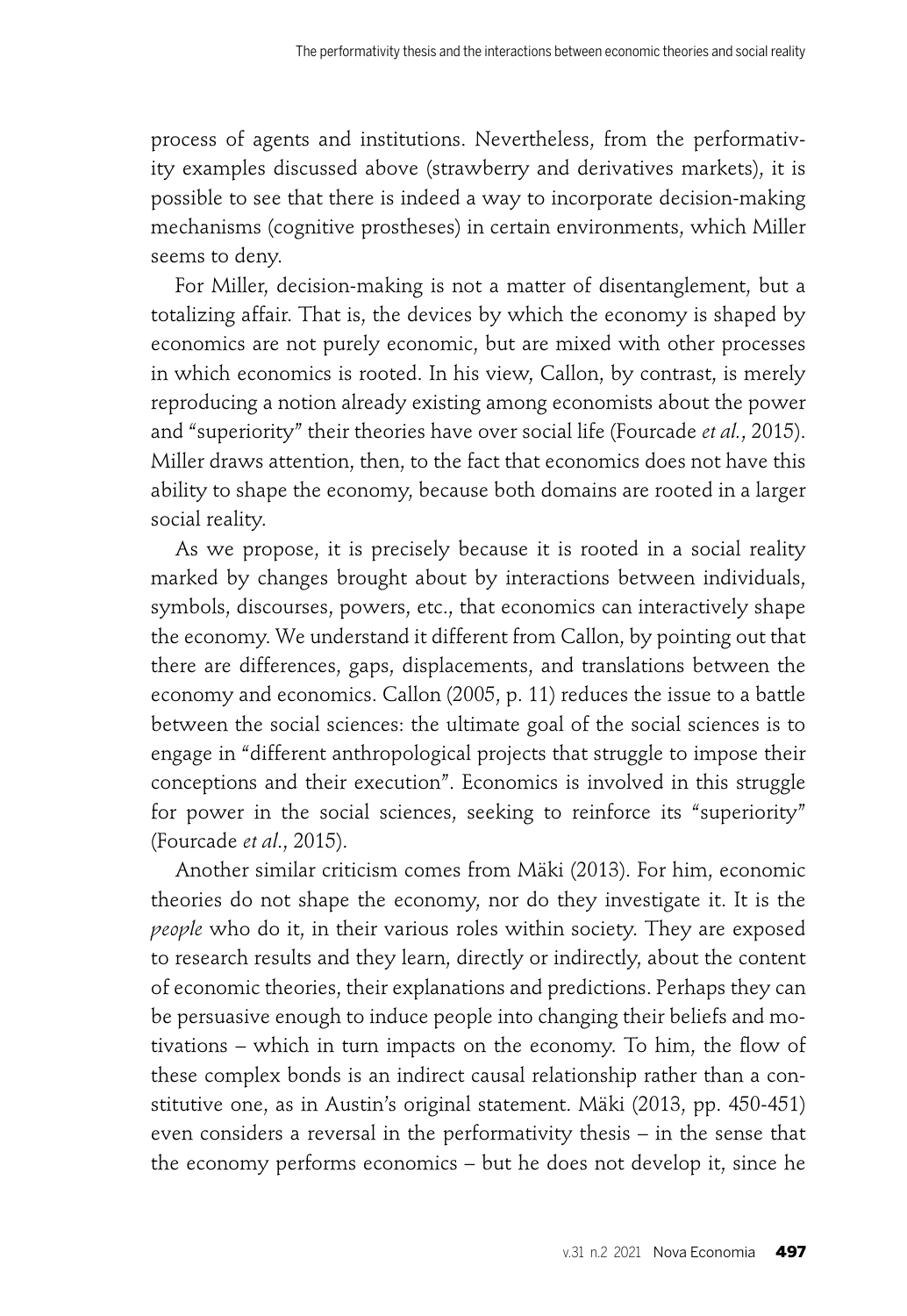process of agents and institutions. Nevertheless, from the performativity examples discussed above (strawberry and derivatives markets), it is possible to see that there is indeed a way to incorporate decision-making mechanisms (cognitive prostheses) in certain environments, which Miller seems to deny.

For Miller, decision-making is not a matter of disentanglement, but a totalizing affair. That is, the devices by which the economy is shaped by economics are not purely economic, but are mixed with other processes in which economics is rooted. In his view, Callon, by contrast, is merely reproducing a notion already existing among economists about the power and "superiority" their theories have over social life (Fourcade *et al.*, 2015). Miller draws attention, then, to the fact that economics does not have this ability to shape the economy, because both domains are rooted in a larger social reality.

As we propose, it is precisely because it is rooted in a social reality marked by changes brought about by interactions between individuals, symbols, discourses, powers, etc., that economics can interactively shape the economy. We understand it different from Callon, by pointing out that there are differences, gaps, displacements, and translations between the economy and economics. Callon (2005, p. 11) reduces the issue to a battle between the social sciences: the ultimate goal of the social sciences is to engage in "different anthropological projects that struggle to impose their conceptions and their execution". Economics is involved in this struggle for power in the social sciences, seeking to reinforce its "superiority" (Fourcade *et al*., 2015).

Another similar criticism comes from Mäki (2013). For him, economic theories do not shape the economy, nor do they investigate it. It is the *people* who do it, in their various roles within society. They are exposed to research results and they learn, directly or indirectly, about the content of economic theories, their explanations and predictions. Perhaps they can be persuasive enough to induce people into changing their beliefs and motivations – which in turn impacts on the economy. To him, the flow of these complex bonds is an indirect causal relationship rather than a constitutive one, as in Austin's original statement. Mäki (2013, pp. 450-451) even considers a reversal in the performativity thesis – in the sense that the economy performs economics – but he does not develop it, since he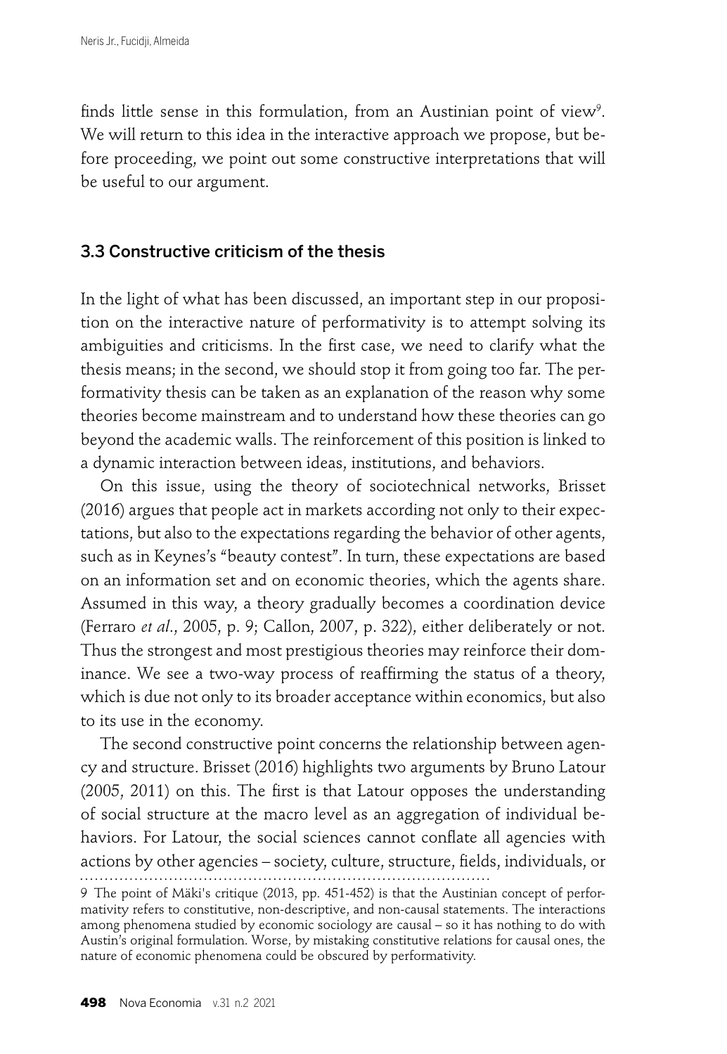finds little sense in this formulation, from an Austinian point of view[9]. We will return to this idea in the interactive approach we propose, but before proceeding, we point out some constructive interpretations that will be useful to our argument.

### 3.3 Constructive criticism of the thesis

In the light of what has been discussed, an important step in our proposition on the interactive nature of performativity is to attempt solving its ambiguities and criticisms. In the first case, we need to clarify what the thesis means; in the second, we should stop it from going too far. The performativity thesis can be taken as an explanation of the reason why some theories become mainstream and to understand how these theories can go beyond the academic walls. The reinforcement of this position is linked to a dynamic interaction between ideas, institutions, and behaviors.

On this issue, using the theory of sociotechnical networks, Brisset (2016) argues that people act in markets according not only to their expectations, but also to the expectations regarding the behavior of other agents, such as in Keynes's "beauty contest". In turn, these expectations are based on an information set and on economic theories, which the agents share. Assumed in this way, a theory gradually becomes a coordination device (Ferraro *et al*., 2005, p. 9; Callon, 2007, p. 322), either deliberately or not. Thus the strongest and most prestigious theories may reinforce their dominance. We see a two-way process of reaffirming the status of a theory, which is due not only to its broader acceptance within economics, but also to its use in the economy.

The second constructive point concerns the relationship between agency and structure. Brisset (2016) highlights two arguments by Bruno Latour (2005, 2011) on this. The first is that Latour opposes the understanding of social structure at the macro level as an aggregation of individual behaviors. For Latour, the social sciences cannot conflate all agencies with actions by other agencies – society, culture, structure, fields, individuals, or

9 The point of Mäki's critique (2013, pp. 451-452) is that the Austinian concept of performativity refers to constitutive, non-descriptive, and non-causal statements. The interactions among phenomena studied by economic sociology are causal – so it has nothing to do with Austin's original formulation. Worse, by mistaking constitutive relations for causal ones, the nature of economic phenomena could be obscured by performativity.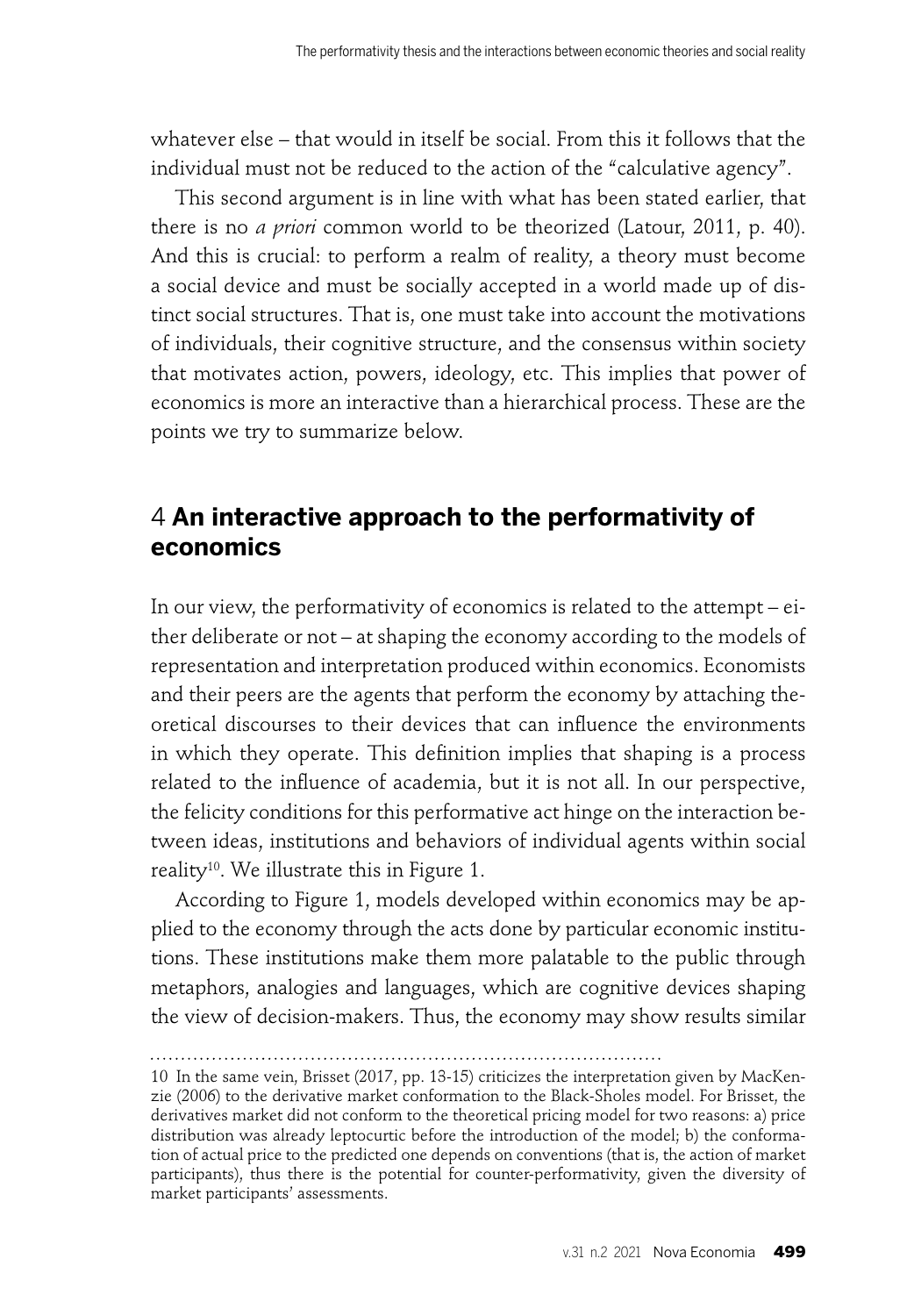whatever else – that would in itself be social. From this it follows that the individual must not be reduced to the action of the "calculative agency".

This second argument is in line with what has been stated earlier, that there is no *a priori* common world to be theorized (Latour, 2011, p. 40). And this is crucial: to perform a realm of reality, a theory must become a social device and must be socially accepted in a world made up of distinct social structures. That is, one must take into account the motivations of individuals, their cognitive structure, and the consensus within society that motivates action, powers, ideology, etc. This implies that power of economics is more an interactive than a hierarchical process. These are the points we try to summarize below.

## 4 **An interactive approach to the performativity of economics**

In our view, the performativity of economics is related to the attempt – either deliberate or not – at shaping the economy according to the models of representation and interpretation produced within economics. Economists and their peers are the agents that perform the economy by attaching theoretical discourses to their devices that can influence the environments in which they operate. This definition implies that shaping is a process related to the influence of academia, but it is not all. In our perspective, the felicity conditions for this performative act hinge on the interaction between ideas, institutions and behaviors of individual agents within social reality[10]. We illustrate this in Figure 1.

According to Figure 1, models developed within economics may be applied to the economy through the acts done by particular economic institutions. These institutions make them more palatable to the public through metaphors, analogies and languages, which are cognitive devices shaping the view of decision-makers. Thus, the economy may show results similar

10 In the same vein, Brisset (2017, pp. 13-15) criticizes the interpretation given by MacKenzie (2006) to the derivative market conformation to the Black-Sholes model. For Brisset, the derivatives market did not conform to the theoretical pricing model for two reasons: a) price distribution was already leptocurtic before the introduction of the model; b) the conformation of actual price to the predicted one depends on conventions (that is, the action of market participants), thus there is the potential for counter-performativity, given the diversity of market participants' assessments.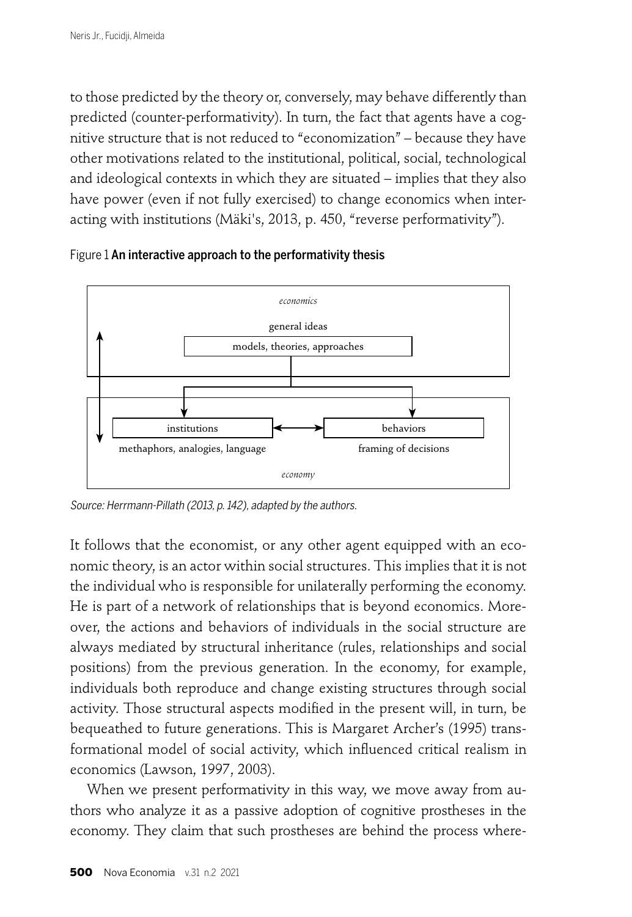to those predicted by the theory or, conversely, may behave differently than predicted (counter-performativity). In turn, the fact that agents have a cognitive structure that is not reduced to "economization" – because they have other motivations related to the institutional, political, social, technological and ideological contexts in which they are situated – implies that they also have power (even if not fully exercised) to change economics when interacting with institutions (Mäki's, 2013, p. 450, "reverse performativity").

Figure 1 **An interactive approach to the performativity thesis**

*economics*

general ideas

models, theories, approaches

institutions

behaviors

methaphors, analogies, language

framing of decisions

*economy*

*Source: Herrmann-Pillath (2013, p. 142), adapted by the authors.*

It follows that the economist, or any other agent equipped with an economic theory, is an actor within social structures. This implies that it is not the individual who is responsible for unilaterally performing the economy. He is part of a network of relationships that is beyond economics. Moreover, the actions and behaviors of individuals in the social structure are always mediated by structural inheritance (rules, relationships and social positions) from the previous generation. In the economy, for example, individuals both reproduce and change existing structures through social activity. Those structural aspects modified in the present will, in turn, be bequeathed to future generations. This is Margaret Archer's (1995) transformational model of social activity, which influenced critical realism in economics (Lawson, 1997, 2003).

When we present performativity in this way, we move away from authors who analyze it as a passive adoption of cognitive prostheses in the economy. They claim that such prostheses are behind the process where-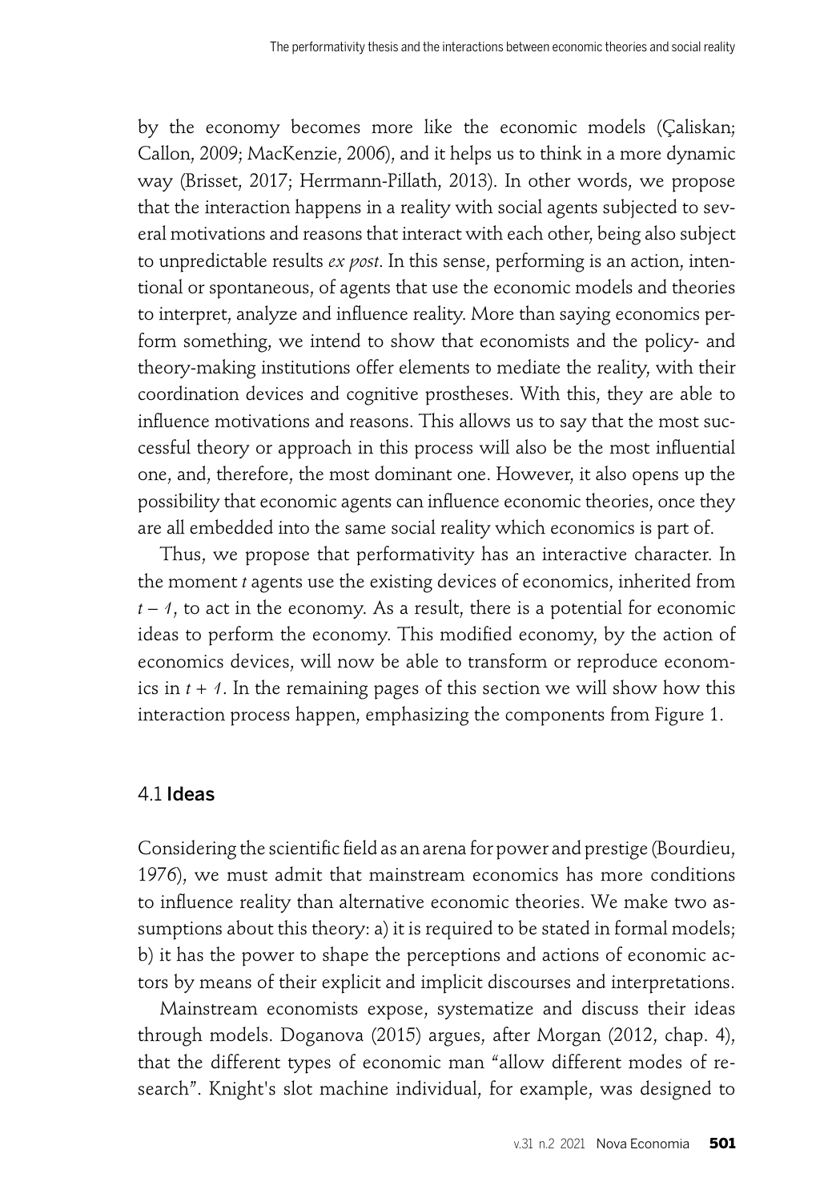by the economy becomes more like the economic models (Çaliskan; Callon, 2009; MacKenzie, 2006), and it helps us to think in a more dynamic way (Brisset, 2017; Herrmann-Pillath, 2013). In other words, we propose that the interaction happens in a reality with social agents subjected to several motivations and reasons that interact with each other, being also subject to unpredictable results *ex post*. In this sense, performing is an action, intentional or spontaneous, of agents that use the economic models and theories to interpret, analyze and influence reality. More than saying economics perform something, we intend to show that economists and the policy- and theory-making institutions offer elements to mediate the reality, with their coordination devices and cognitive prostheses. With this, they are able to influence motivations and reasons. This allows us to say that the most successful theory or approach in this process will also be the most influential one, and, therefore, the most dominant one. However, it also opens up the possibility that economic agents can influence economic theories, once they are all embedded into the same social reality which economics is part of.

Thus, we propose that performativity has an interactive character. In the moment $t$ agents use the existing devices of economics, inherited from $t - 1$, to act in the economy. As a result, there is a potential for economic ideas to perform the economy. This modified economy, by the action of economics devices, will now be able to transform or reproduce economics in $t + 1$. In the remaining pages of this section we will show how this interaction process happen, emphasizing the components from Figure 1.

### 4.1 **Ideas**

Considering the scientific field as an arena for power and prestige (Bourdieu, 1976), we must admit that mainstream economics has more conditions to influence reality than alternative economic theories. We make two assumptions about this theory: a) it is required to be stated in formal models; b) it has the power to shape the perceptions and actions of economic actors by means of their explicit and implicit discourses and interpretations.

Mainstream economists expose, systematize and discuss their ideas through models. Doganova (2015) argues, after Morgan (2012, chap. 4), that the different types of economic man "allow different modes of research". Knight's slot machine individual, for example, was designed to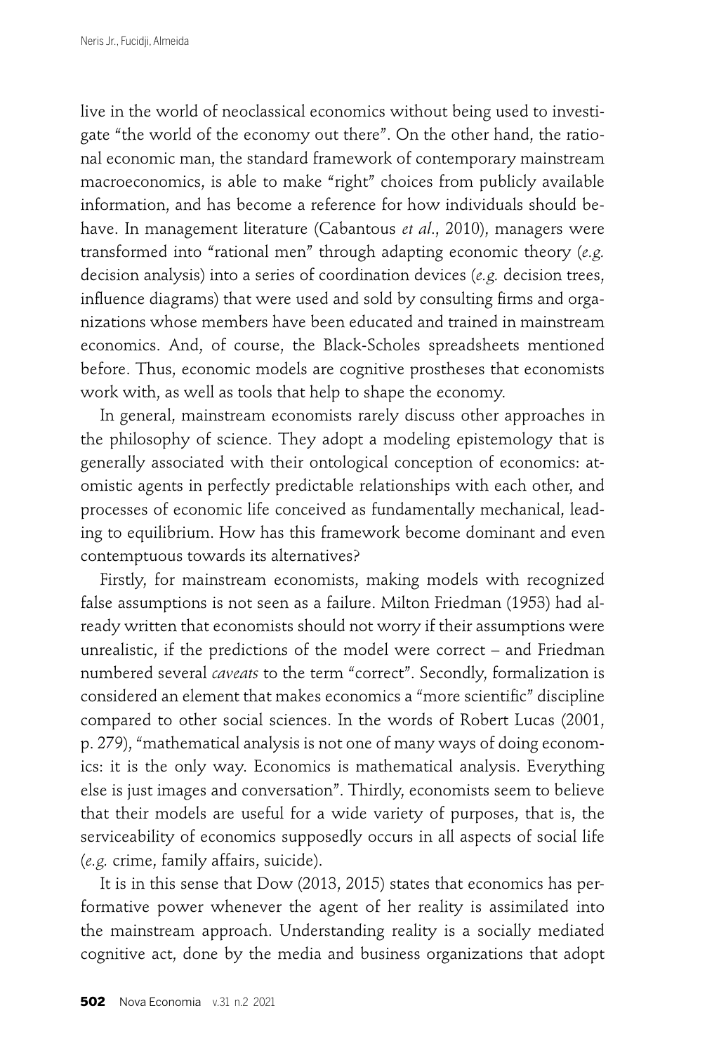live in the world of neoclassical economics without being used to investigate "the world of the economy out there". On the other hand, the rational economic man, the standard framework of contemporary mainstream macroeconomics, is able to make "right" choices from publicly available information, and has become a reference for how individuals should behave. In management literature (Cabantous *et al*., 2010), managers were transformed into "rational men" through adapting economic theory (*e.g.* decision analysis) into a series of coordination devices (*e.g.* decision trees, influence diagrams) that were used and sold by consulting firms and organizations whose members have been educated and trained in mainstream economics. And, of course, the Black-Scholes spreadsheets mentioned before. Thus, economic models are cognitive prostheses that economists work with, as well as tools that help to shape the economy.

In general, mainstream economists rarely discuss other approaches in the philosophy of science. They adopt a modeling epistemology that is generally associated with their ontological conception of economics: atomistic agents in perfectly predictable relationships with each other, and processes of economic life conceived as fundamentally mechanical, leading to equilibrium. How has this framework become dominant and even contemptuous towards its alternatives?

Firstly, for mainstream economists, making models with recognized false assumptions is not seen as a failure. Milton Friedman (1953) had already written that economists should not worry if their assumptions were unrealistic, if the predictions of the model were correct – and Friedman numbered several *caveats* to the term "correct". Secondly, formalization is considered an element that makes economics a "more scientific" discipline compared to other social sciences. In the words of Robert Lucas (2001, p. 279), "mathematical analysis is not one of many ways of doing economics: it is the only way. Economics is mathematical analysis. Everything else is just images and conversation". Thirdly, economists seem to believe that their models are useful for a wide variety of purposes, that is, the serviceability of economics supposedly occurs in all aspects of social life (*e.g.* crime, family affairs, suicide).

It is in this sense that Dow (2013, 2015) states that economics has performative power whenever the agent of her reality is assimilated into the mainstream approach. Understanding reality is a socially mediated cognitive act, done by the media and business organizations that adopt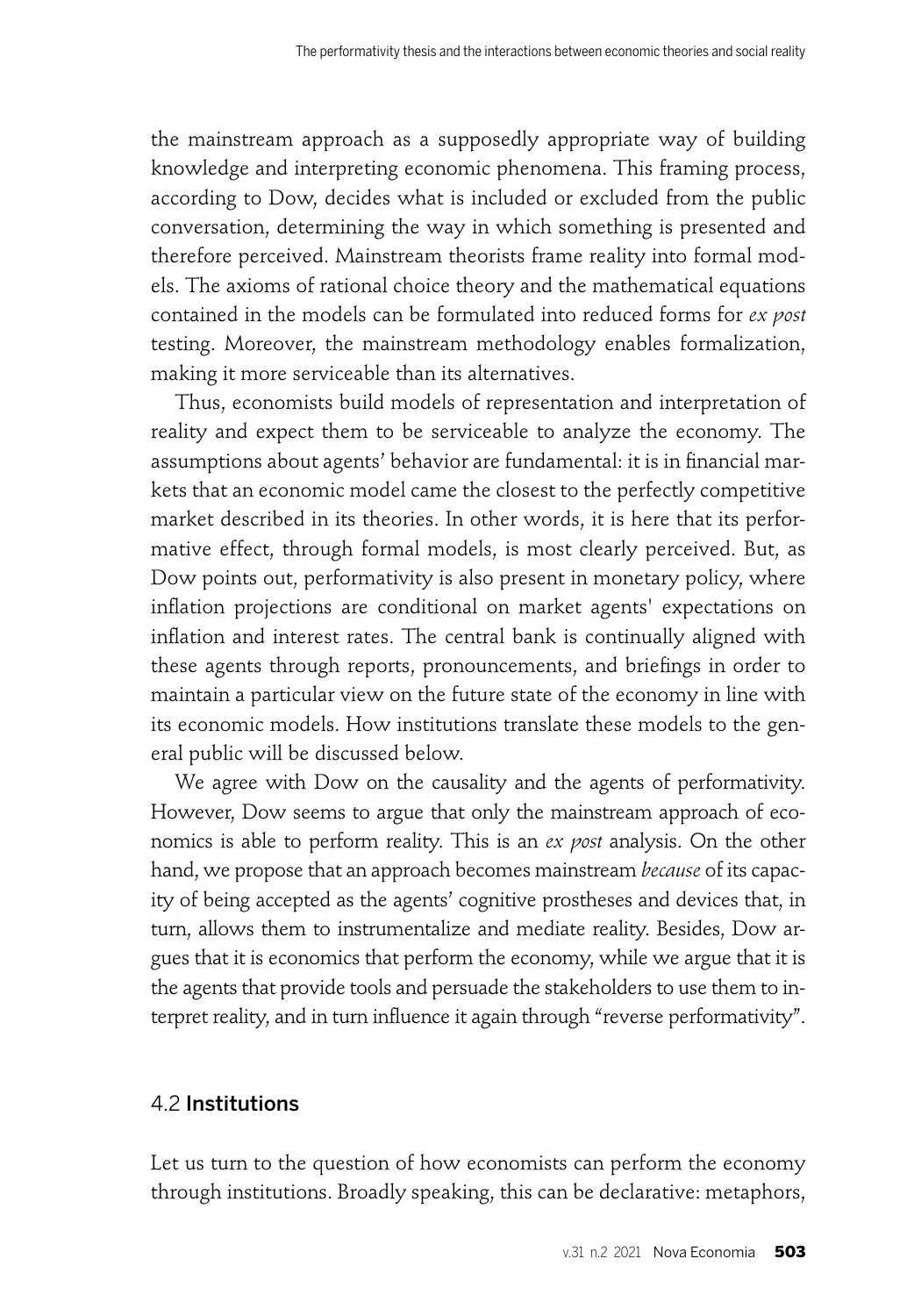the mainstream approach as a supposedly appropriate way of building knowledge and interpreting economic phenomena. This framing process, according to Dow, decides what is included or excluded from the public conversation, determining the way in which something is presented and therefore perceived. Mainstream theorists frame reality into formal models. The axioms of rational choice theory and the mathematical equations contained in the models can be formulated into reduced forms for *ex post* testing. Moreover, the mainstream methodology enables formalization, making it more serviceable than its alternatives.

Thus, economists build models of representation and interpretation of reality and expect them to be serviceable to analyze the economy. The assumptions about agents' behavior are fundamental: it is in financial markets that an economic model came the closest to the perfectly competitive market described in its theories. In other words, it is here that its performative effect, through formal models, is most clearly perceived. But, as Dow points out, performativity is also present in monetary policy, where inflation projections are conditional on market agents' expectations on inflation and interest rates. The central bank is continually aligned with these agents through reports, pronouncements, and briefings in order to maintain a particular view on the future state of the economy in line with its economic models. How institutions translate these models to the general public will be discussed below.

We agree with Dow on the causality and the agents of performativity. However, Dow seems to argue that only the mainstream approach of economics is able to perform reality. This is an *ex post* analysis. On the other hand, we propose that an approach becomes mainstream *because* of its capacity of being accepted as the agents' cognitive prostheses and devices that, in turn, allows them to instrumentalize and mediate reality. Besides, Dow argues that it is economics that perform the economy, while we argue that it is the agents that provide tools and persuade the stakeholders to use them to interpret reality, and in turn influence it again through "reverse performativity".

### 4.2 Institutions

Let us turn to the question of how economists can perform the economy through institutions. Broadly speaking, this can be declarative: metaphors,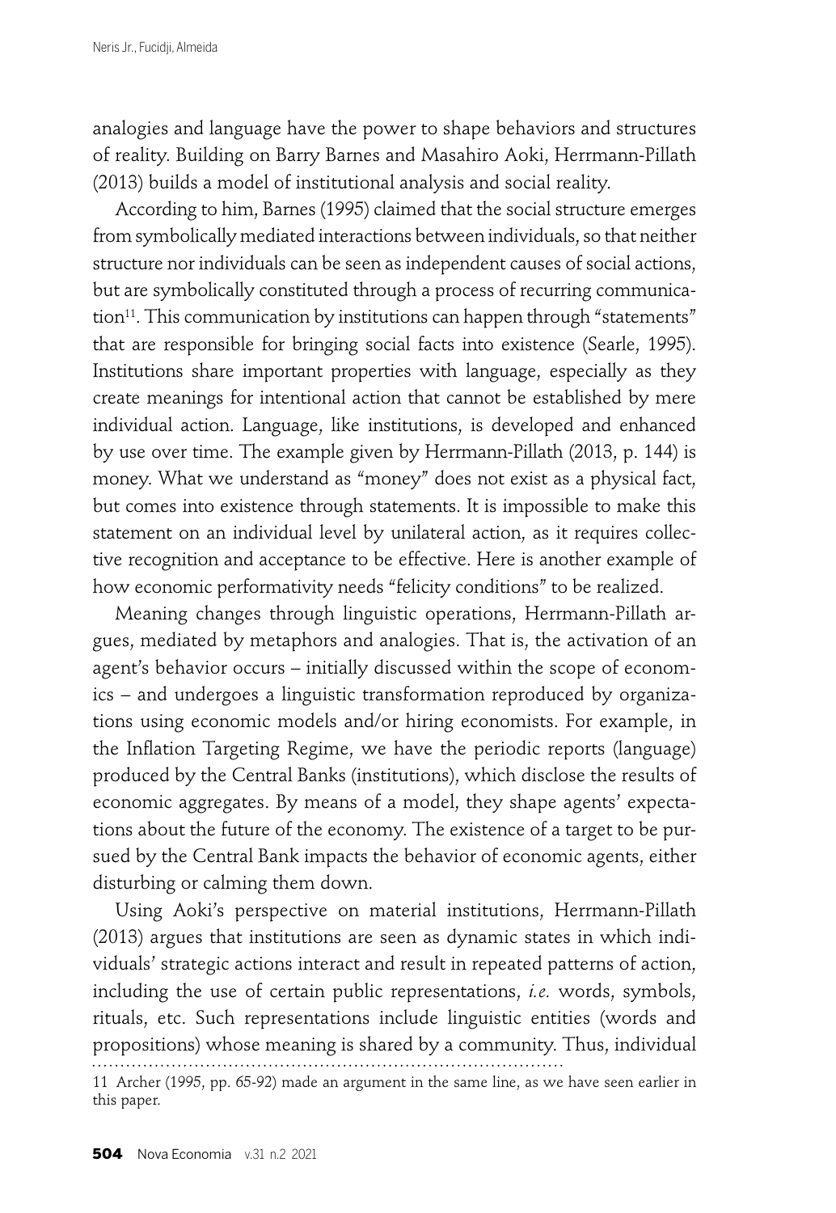analogies and language have the power to shape behaviors and structures of reality. Building on Barry Barnes and Masahiro Aoki, Herrmann-Pillath (2013) builds a model of institutional analysis and social reality.

According to him, Barnes (1995) claimed that the social structure emerges from symbolically mediated interactions between individuals, so that neither structure nor individuals can be seen as independent causes of social actions, but are symbolically constituted through a process of recurring communication[11]. This communication by institutions can happen through "statements" that are responsible for bringing social facts into existence (Searle, 1995). Institutions share important properties with language, especially as they create meanings for intentional action that cannot be established by mere individual action. Language, like institutions, is developed and enhanced by use over time. The example given by Herrmann-Pillath (2013, p. 144) is money. What we understand as "money" does not exist as a physical fact, but comes into existence through statements. It is impossible to make this statement on an individual level by unilateral action, as it requires collective recognition and acceptance to be effective. Here is another example of how economic performativity needs "felicity conditions" to be realized.

Meaning changes through linguistic operations, Herrmann-Pillath argues, mediated by metaphors and analogies. That is, the activation of an agent's behavior occurs – initially discussed within the scope of economics – and undergoes a linguistic transformation reproduced by organizations using economic models and/or hiring economists. For example, in the Inflation Targeting Regime, we have the periodic reports (language) produced by the Central Banks (institutions), which disclose the results of economic aggregates. By means of a model, they shape agents' expectations about the future of the economy. The existence of a target to be pursued by the Central Bank impacts the behavior of economic agents, either disturbing or calming them down.

Using Aoki's perspective on material institutions, Herrmann-Pillath (2013) argues that institutions are seen as dynamic states in which individuals' strategic actions interact and result in repeated patterns of action, including the use of certain public representations, *i.e.* words, symbols, rituals, etc. Such representations include linguistic entities (words and propositions) whose meaning is shared by a community. Thus, individual

11 Archer (1995, pp. 65-92) made an argument in the same line, as we have seen earlier in this paper.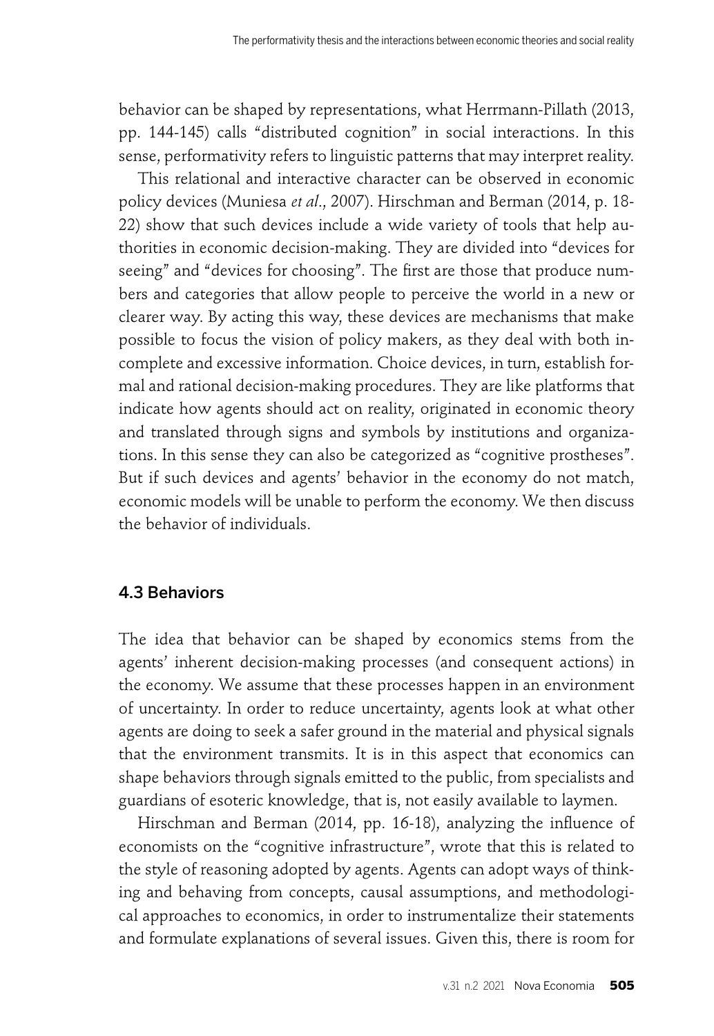behavior can be shaped by representations, what Herrmann-Pillath (2013, pp. 144-145) calls "distributed cognition" in social interactions. In this sense, performativity refers to linguistic patterns that may interpret reality.

This relational and interactive character can be observed in economic policy devices (Muniesa *et al*., 2007). Hirschman and Berman (2014, p. 18-22) show that such devices include a wide variety of tools that help authorities in economic decision-making. They are divided into "devices for seeing" and "devices for choosing". The first are those that produce numbers and categories that allow people to perceive the world in a new or clearer way. By acting this way, these devices are mechanisms that make possible to focus the vision of policy makers, as they deal with both incomplete and excessive information. Choice devices, in turn, establish formal and rational decision-making procedures. They are like platforms that indicate how agents should act on reality, originated in economic theory and translated through signs and symbols by institutions and organizations. In this sense they can also be categorized as "cognitive prostheses". But if such devices and agents' behavior in the economy do not match, economic models will be unable to perform the economy. We then discuss the behavior of individuals.

### 4.3 Behaviors

The idea that behavior can be shaped by economics stems from the agents' inherent decision-making processes (and consequent actions) in the economy. We assume that these processes happen in an environment of uncertainty. In order to reduce uncertainty, agents look at what other agents are doing to seek a safer ground in the material and physical signals that the environment transmits. It is in this aspect that economics can shape behaviors through signals emitted to the public, from specialists and guardians of esoteric knowledge, that is, not easily available to laymen.

Hirschman and Berman (2014, pp. 16-18), analyzing the influence of economists on the "cognitive infrastructure", wrote that this is related to the style of reasoning adopted by agents. Agents can adopt ways of thinking and behaving from concepts, causal assumptions, and methodological approaches to economics, in order to instrumentalize their statements and formulate explanations of several issues. Given this, there is room for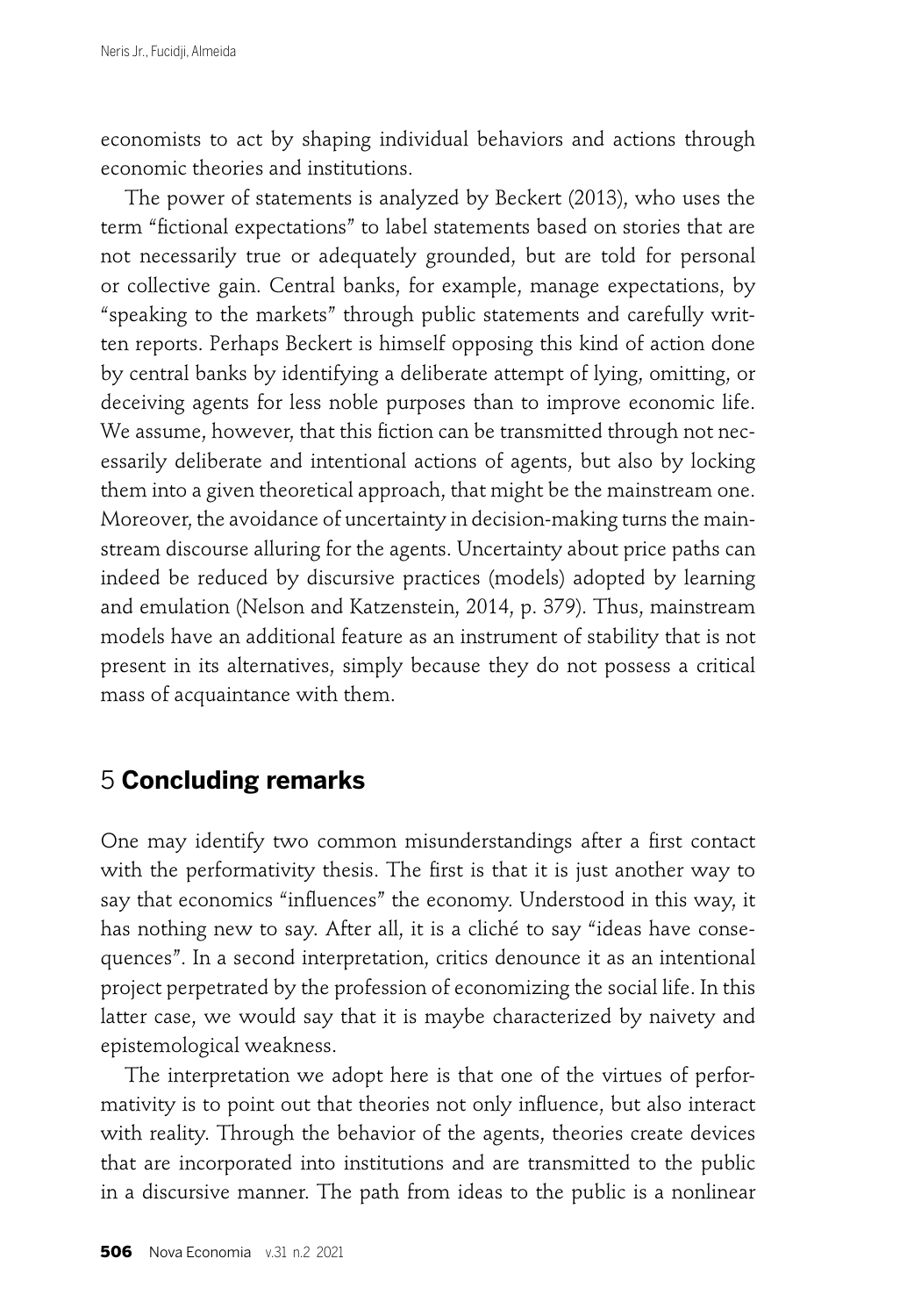economists to act by shaping individual behaviors and actions through economic theories and institutions.

The power of statements is analyzed by Beckert (2013), who uses the term "fictional expectations" to label statements based on stories that are not necessarily true or adequately grounded, but are told for personal or collective gain. Central banks, for example, manage expectations, by "speaking to the markets" through public statements and carefully written reports. Perhaps Beckert is himself opposing this kind of action done by central banks by identifying a deliberate attempt of lying, omitting, or deceiving agents for less noble purposes than to improve economic life. We assume, however, that this fiction can be transmitted through not necessarily deliberate and intentional actions of agents, but also by locking them into a given theoretical approach, that might be the mainstream one. Moreover, the avoidance of uncertainty in decision-making turns the mainstream discourse alluring for the agents. Uncertainty about price paths can indeed be reduced by discursive practices (models) adopted by learning and emulation (Nelson and Katzenstein, 2014, p. 379). Thus, mainstream models have an additional feature as an instrument of stability that is not present in its alternatives, simply because they do not possess a critical mass of acquaintance with them.

## 5 **Concluding remarks**

One may identify two common misunderstandings after a first contact with the performativity thesis. The first is that it is just another way to say that economics "influences" the economy. Understood in this way, it has nothing new to say. After all, it is a cliché to say "ideas have consequences". In a second interpretation, critics denounce it as an intentional project perpetrated by the profession of economizing the social life. In this latter case, we would say that it is maybe characterized by naivety and epistemological weakness.

The interpretation we adopt here is that one of the virtues of performativity is to point out that theories not only influence, but also interact with reality. Through the behavior of the agents, theories create devices that are incorporated into institutions and are transmitted to the public in a discursive manner. The path from ideas to the public is a nonlinear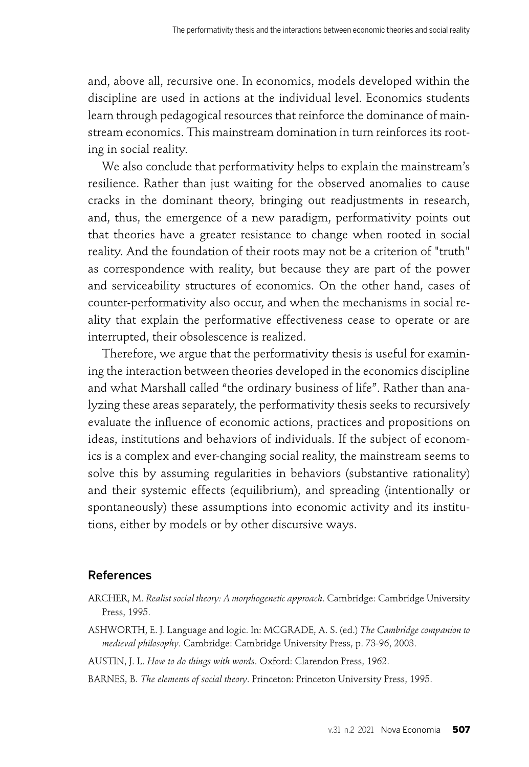and, above all, recursive one. In economics, models developed within the discipline are used in actions at the individual level. Economics students learn through pedagogical resources that reinforce the dominance of mainstream economics. This mainstream domination in turn reinforces its rooting in social reality.

We also conclude that performativity helps to explain the mainstream's resilience. Rather than just waiting for the observed anomalies to cause cracks in the dominant theory, bringing out readjustments in research, and, thus, the emergence of a new paradigm, performativity points out that theories have a greater resistance to change when rooted in social reality. And the foundation of their roots may not be a criterion of "truth" as correspondence with reality, but because they are part of the power and serviceability structures of economics. On the other hand, cases of counter-performativity also occur, and when the mechanisms in social reality that explain the performative effectiveness cease to operate or are interrupted, their obsolescence is realized.

Therefore, we argue that the performativity thesis is useful for examining the interaction between theories developed in the economics discipline and what Marshall called "the ordinary business of life". Rather than analyzing these areas separately, the performativity thesis seeks to recursively evaluate the influence of economic actions, practices and propositions on ideas, institutions and behaviors of individuals. If the subject of economics is a complex and ever-changing social reality, the mainstream seems to solve this by assuming regularities in behaviors (substantive rationality) and their systemic effects (equilibrium), and spreading (intentionally or spontaneously) these assumptions into economic activity and its institutions, either by models or by other discursive ways.

## References

ARCHER, M. *Realist social theory: A morphogenetic approach*. Cambridge: Cambridge University Press, 1995.

ASHWORTH, E. J. Language and logic. In: MCGRADE, A. S. (ed.) *The Cambridge companion to medieval philosophy*. Cambridge: Cambridge University Press, p. 73-96, 2003.

AUSTIN, J. L. *How to do things with words*. Oxford: Clarendon Press, 1962.

BARNES, B. *The elements of social theory*. Princeton: Princeton University Press, 1995.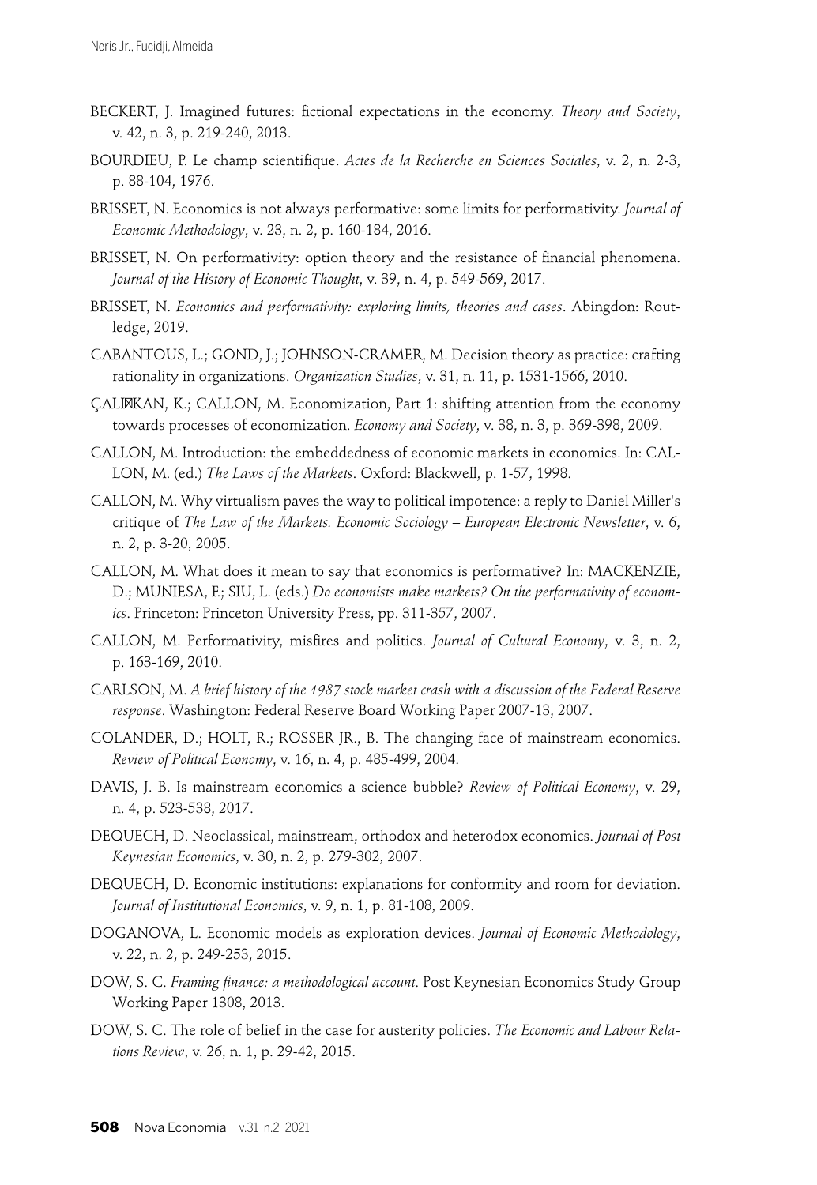BECKERT, J. Imagined futures: fictional expectations in the economy. *Theory and Society*, v. 42, n. 3, p. 219-240, 2013.

BOURDIEU, P. Le champ scientifique. *Actes de la Recherche en Sciences Sociales*, v. 2, n. 2-3, p. 88-104, 1976.

BRISSET, N. Economics is not always performative: some limits for performativity. *Journal of Economic Methodology*, v. 23, n. 2, p. 160-184, 2016.

BRISSET, N. On performativity: option theory and the resistance of financial phenomena. *Journal of the History of Economic Thought*, v. 39, n. 4, p. 549-569, 2017.

BRISSET, N. *Economics and performativity: exploring limits, theories and cases*. Abingdon: Routledge, 2019.

CABANTOUS, L.; GOND, J.; JOHNSON-CRAMER, M. Decision theory as practice: crafting rationality in organizations. *Organization Studies*, v. 31, n. 11, p. 1531-1566, 2010.

ÇALIŞKAN, K.; CALLON, M. Economization, Part 1: shifting attention from the economy towards processes of economization. *Economy and Society*, v. 38, n. 3, p. 369-398, 2009.

CALLON, M. Introduction: the embeddedness of economic markets in economics. In: CALLON, M. (ed.) *The Laws of the Markets*. Oxford: Blackwell, p. 1-57, 1998.

CALLON, M. Why virtualism paves the way to political impotence: a reply to Daniel Miller's critique of *The Law of the Markets. Economic Sociology – European Electronic Newsletter*, v. 6, n. 2, p. 3-20, 2005.

CALLON, M. What does it mean to say that economics is performative? In: MACKENZIE, D.; MUNIESA, F.; SIU, L. (eds.) *Do economists make markets? On the performativity of economics*. Princeton: Princeton University Press, pp. 311-357, 2007.

CALLON, M. Performativity, misfires and politics. *Journal of Cultural Economy*, v. 3, n. 2, p. 163-169, 2010.

CARLSON, M. *A brief history of the 1987 stock market crash with a discussion of the Federal Reserve response*. Washington: Federal Reserve Board Working Paper 2007-13, 2007.

COLANDER, D.; HOLT, R.; ROSSER JR., B. The changing face of mainstream economics. *Review of Political Economy*, v. 16, n. 4, p. 485-499, 2004.

DAVIS, J. B. Is mainstream economics a science bubble? *Review of Political Economy*, v. 29, n. 4, p. 523-538, 2017.

DEQUECH, D. Neoclassical, mainstream, orthodox and heterodox economics. *Journal of Post Keynesian Economics*, v. 30, n. 2, p. 279-302, 2007.

DEQUECH, D. Economic institutions: explanations for conformity and room for deviation. *Journal of Institutional Economics*, v. 9, n. 1, p. 81-108, 2009.

DOGANOVA, L. Economic models as exploration devices. *Journal of Economic Methodology*, v. 22, n. 2, p. 249-253, 2015.

DOW, S. C. *Framing finance: a methodological account*. Post Keynesian Economics Study Group Working Paper 1308, 2013.

DOW, S. C. The role of belief in the case for austerity policies. *The Economic and Labour Relations Review*, v. 26, n. 1, p. 29-42, 2015.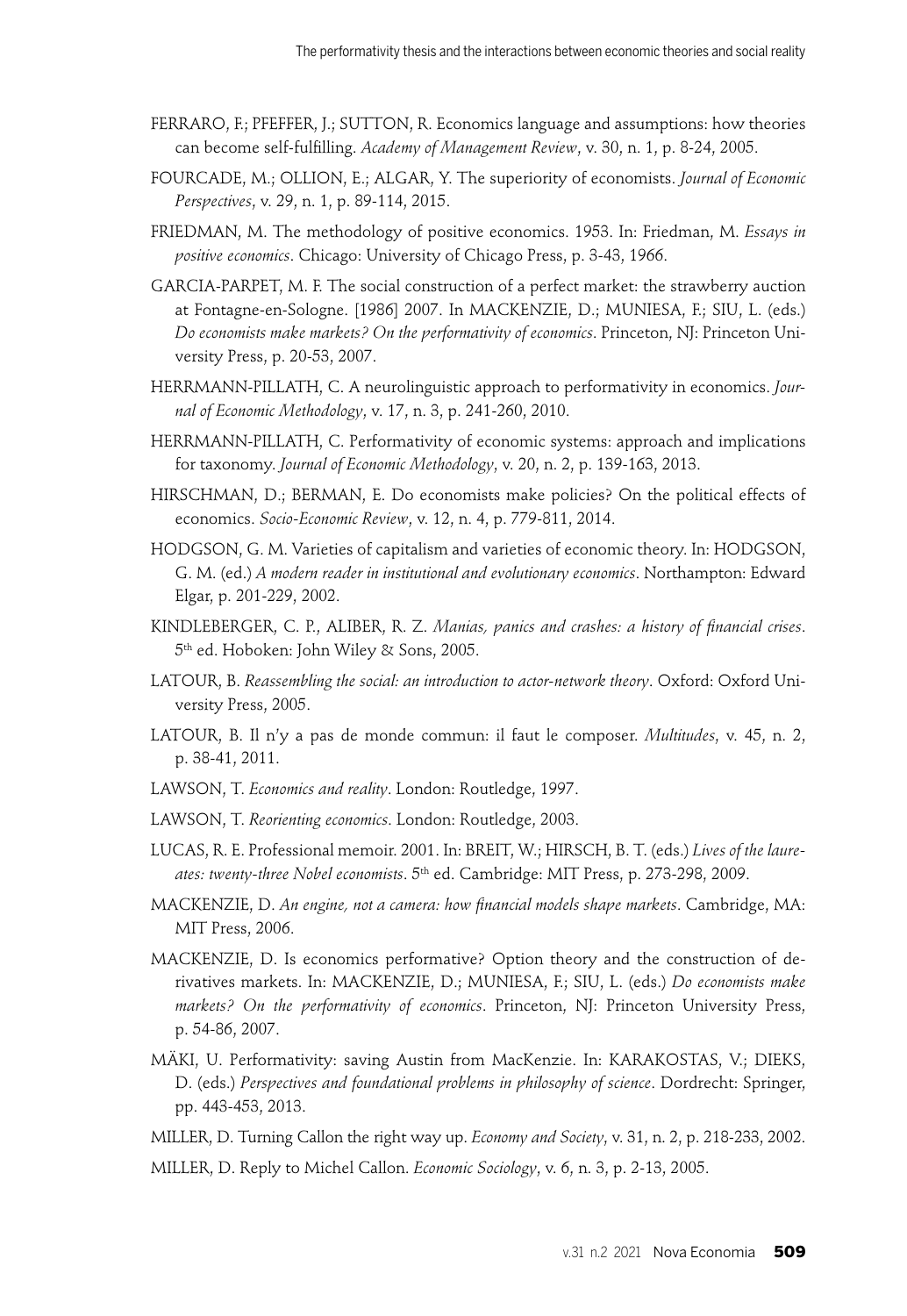FERRARO, F.; PFEFFER, J.; SUTTON, R. Economics language and assumptions: how theories can become self-fulfilling. *Academy of Management Review*, v. 30, n. 1, p. 8-24, 2005.

FOURCADE, M.; OLLION, E.; ALGAR, Y. The superiority of economists. *Journal of Economic Perspectives*, v. 29, n. 1, p. 89-114, 2015.

FRIEDMAN, M. The methodology of positive economics. 1953. In: Friedman, M. *Essays in positive economics*. Chicago: University of Chicago Press, p. 3-43, 1966.

GARCIA-PARPET, M. F. The social construction of a perfect market: the strawberry auction at Fontagne-en-Sologne. [1986] 2007. In MACKENZIE, D.; MUNIESA, F.; SIU, L. (eds.) *Do economists make markets? On the performativity of economics*. Princeton, NJ: Princeton University Press, p. 20-53, 2007.

HERRMANN-PILLATH, C. A neurolinguistic approach to performativity in economics. *Journal of Economic Methodology*, v. 17, n. 3, p. 241-260, 2010.

HERRMANN-PILLATH, C. Performativity of economic systems: approach and implications for taxonomy. *Journal of Economic Methodology*, v. 20, n. 2, p. 139-163, 2013.

HIRSCHMAN, D.; BERMAN, E. Do economists make policies? On the political effects of economics. *Socio-Economic Review*, v. 12, n. 4, p. 779-811, 2014.

HODGSON, G. M. Varieties of capitalism and varieties of economic theory. In: HODGSON, G. M. (ed.) *A modern reader in institutional and evolutionary economics*. Northampton: Edward Elgar, p. 201-229, 2002.

KINDLEBERGER, C. P., ALIBER, R. Z. *Manias, panics and crashes: a history of financial crises*. 5th ed. Hoboken: John Wiley & Sons, 2005.

LATOUR, B. *Reassembling the social: an introduction to actor-network theory*. Oxford: Oxford University Press, 2005.

LATOUR, B. Il n'y a pas de monde commun: il faut le composer. *Multitudes*, v. 45, n. 2, p. 38-41, 2011.

LAWSON, T. *Economics and reality*. London: Routledge, 1997.

LAWSON, T. *Reorienting economics*. London: Routledge, 2003.

LUCAS, R. E. Professional memoir. 2001. In: BREIT, W.; HIRSCH, B. T. (eds.) *Lives of the laureates: twenty-three Nobel economists*. 5th ed. Cambridge: MIT Press, p. 273-298, 2009.

MACKENZIE, D. *An engine, not a camera: how financial models shape markets*. Cambridge, MA: MIT Press, 2006.

MACKENZIE, D. Is economics performative? Option theory and the construction of derivatives markets. In: MACKENZIE, D.; MUNIESA, F.; SIU, L. (eds.) *Do economists make markets? On the performativity of economics*. Princeton, NJ: Princeton University Press, p. 54-86, 2007.

MÄKI, U. Performativity: saving Austin from MacKenzie. In: KARAKOSTAS, V.; DIEKS, D. (eds.) *Perspectives and foundational problems in philosophy of science*. Dordrecht: Springer, pp. 443-453, 2013.

MILLER, D. Turning Callon the right way up. *Economy and Society*, v. 31, n. 2, p. 218-233, 2002.

MILLER, D. Reply to Michel Callon. *Economic Sociology*, v. 6, n. 3, p. 2-13, 2005.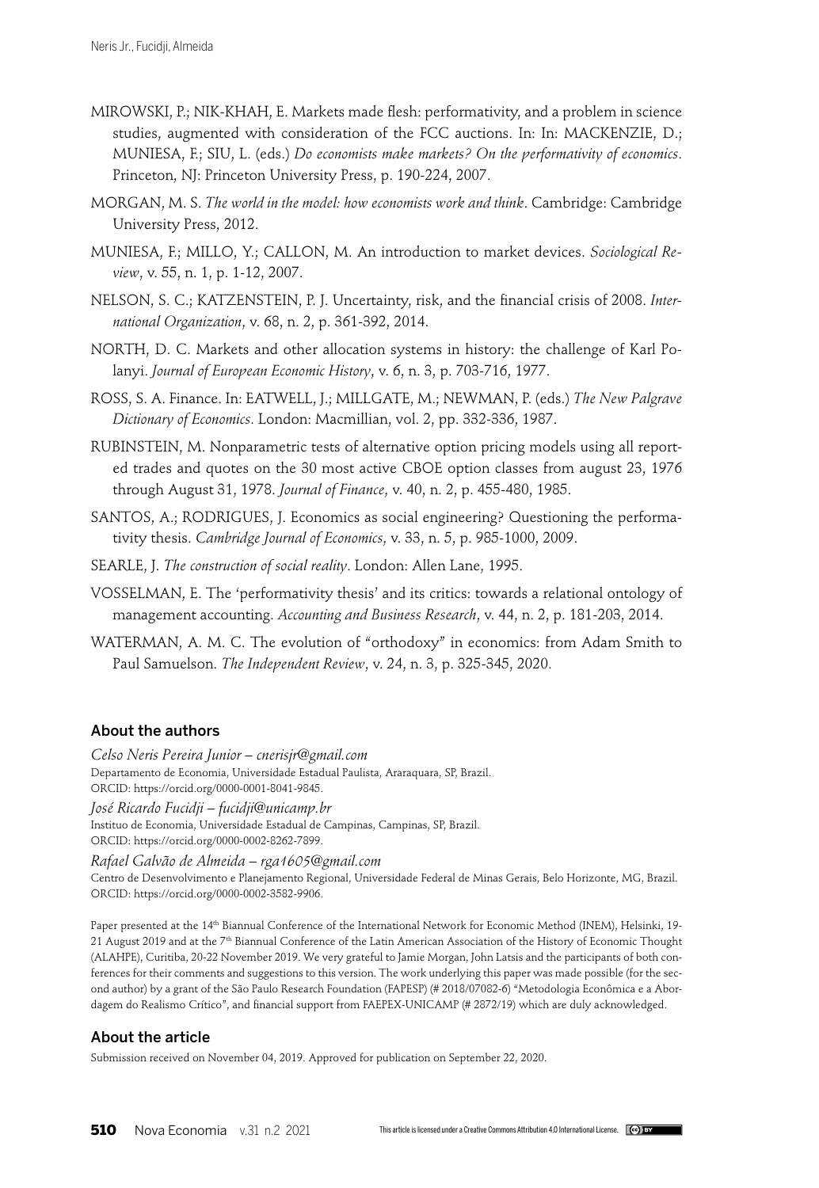MIROWSKI, P.; NIK-KHAH, E. Markets made flesh: performativity, and a problem in science studies, augmented with consideration of the FCC auctions. In: In: MACKENZIE, D.; MUNIESA, F.; SIU, L. (eds.) *Do economists make markets? On the performativity of economics*. Princeton, NJ: Princeton University Press, p. 190-224, 2007.

MORGAN, M. S. *The world in the model: how economists work and think*. Cambridge: Cambridge University Press, 2012.

MUNIESA, F.; MILLO, Y.; CALLON, M. An introduction to market devices. *Sociological Review*, v. 55, n. 1, p. 1-12, 2007.

NELSON, S. C.; KATZENSTEIN, P. J. Uncertainty, risk, and the financial crisis of 2008. *International Organization*, v. 68, n. 2, p. 361-392, 2014.

NORTH, D. C. Markets and other allocation systems in history: the challenge of Karl Polanyi. *Journal of European Economic History*, v. 6, n. 3, p. 703-716, 1977.

ROSS, S. A. Finance. In: EATWELL, J.; MILLGATE, M.; NEWMAN, P. (eds.) *The New Palgrave Dictionary of Economics*. London: Macmillian, vol. 2, pp. 332-336, 1987.

RUBINSTEIN, M. Nonparametric tests of alternative option pricing models using all reported trades and quotes on the 30 most active CBOE option classes from august 23, 1976 through August 31, 1978. *Journal of Finance*, v. 40, n. 2, p. 455-480, 1985.

SANTOS, A.; RODRIGUES, J. Economics as social engineering? Questioning the performativity thesis. *Cambridge Journal of Economics*, v. 33, n. 5, p. 985-1000, 2009.

SEARLE, J. *The construction of social reality*. London: Allen Lane, 1995.

VOSSELMAN, E. The 'performativity thesis' and its critics: towards a relational ontology of management accounting. *Accounting and Business Research*, v. 44, n. 2, p. 181-203, 2014.

WATERMAN, A. M. C. The evolution of "orthodoxy" in economics: from Adam Smith to Paul Samuelson. *The Independent Review*, v. 24, n. 3, p. 325-345, 2020.

## About the authors

*Celso Neris Pereira Junior – cnerisjr@gmail.com*
Departamento de Economia, Universidade Estadual Paulista, Araraquara, SP, Brazil.
ORCID: https://orcid.org/0000-0001-8041-9845.

*José Ricardo Fucidji – fucidji@unicamp.br*
Instituo de Economia, Universidade Estadual de Campinas, Campinas, SP, Brazil.
ORCID: https://orcid.org/0000-0002-8262-7899.

*Rafael Galvão de Almeida – rga1605@gmail.com*
Centro de Desenvolvimento e Planejamento Regional, Universidade Federal de Minas Gerais, Belo Horizonte, MG, Brazil.
ORCID: https://orcid.org/0000-0002-3582-9906.

Paper presented at the 14th Biannual Conference of the International Network for Economic Method (INEM), Helsinki, 19-21 August 2019 and at the 7th Biannual Conference of the Latin American Association of the History of Economic Thought (ALAHPE), Curitiba, 20-22 November 2019. We very grateful to Jamie Morgan, John Latsis and the participants of both conferences for their comments and suggestions to this version. The work underlying this paper was made possible (for the second author) by a grant of the São Paulo Research Foundation (FAPESP) (# 2018/07082-6) "Metodologia Econômica e a Abordagem do Realismo Crítico", and financial support from FAEPEX-UNICAMP (# 2872/19) which are duly acknowledged.

## About the article

Submission received on November 04, 2019. Approved for publication on September 22, 2020.

This article is licensed under a Creative Commons Attribution 4.0 International License.